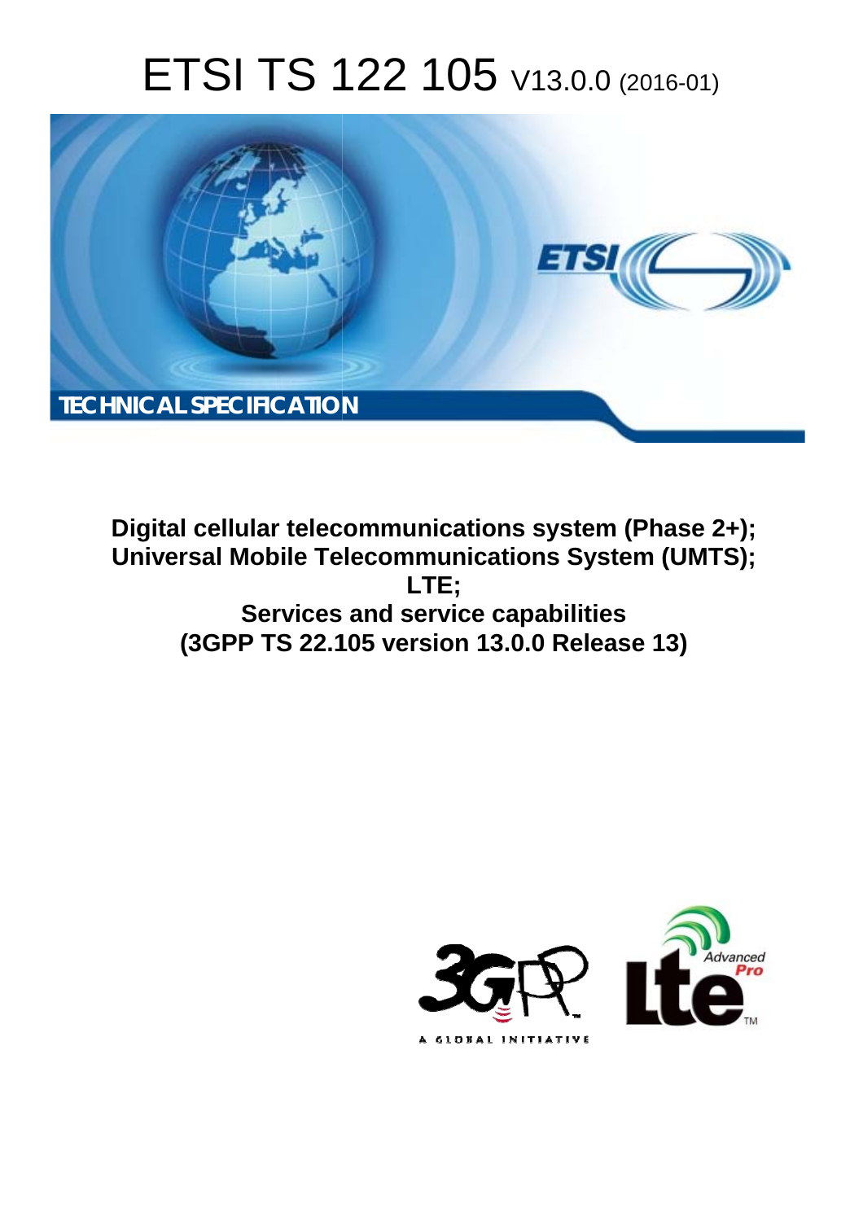# ETSI TS 122 105 V13.0.0 (2016-01)

TECHNICAL SPECIFICATION

**Digital cellular telecommunications system (Phase 2+);
Universal Mobile Telecommunications System (UMTS);
LTE;
Services and service capabilities
(3GPP TS 22.105 version 13.0.0 Release 13)**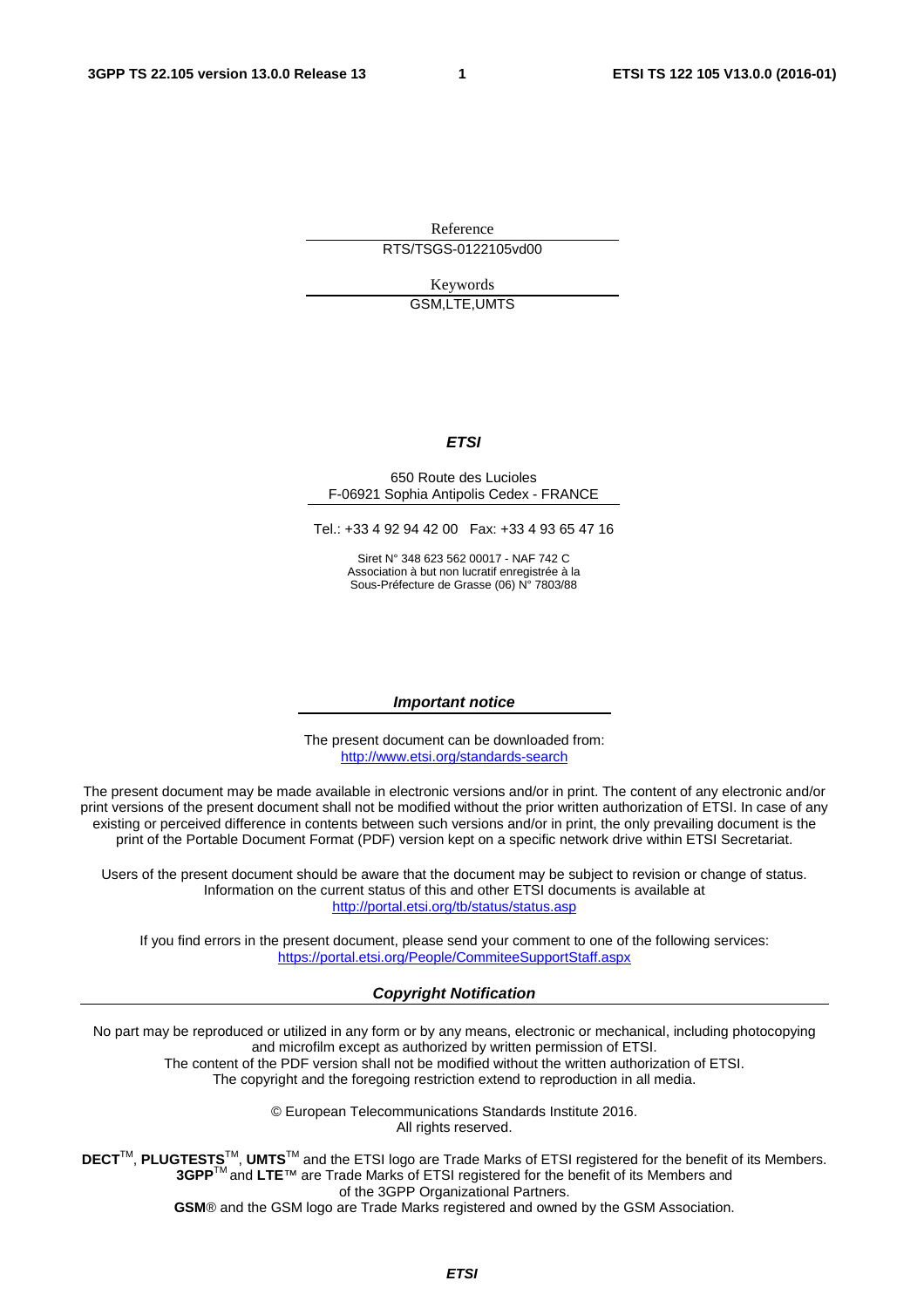Reference

RTS/TSGS-0122105vd00

Keywords

GSM,LTE,UMTS

***ETSI***

650 Route des Lucioles
F-06921 Sophia Antipolis Cedex - FRANCE

Tel.: +33 4 92 94 42 00 Fax: +33 4 93 65 47 16

Siret N° 348 623 562 00017 - NAF 742 C
Association à but non lucratif enregistrée à la
Sous-Préfecture de Grasse (06) N° 7803/88

***Important notice***

The present document can be downloaded from:
http://www.etsi.org/standards-search

The present document may be made available in electronic versions and/or in print. The content of any electronic and/or print versions of the present document shall not be modified without the prior written authorization of ETSI. In case of any existing or perceived difference in contents between such versions and/or in print, the only prevailing document is the print of the Portable Document Format (PDF) version kept on a specific network drive within ETSI Secretariat.

Users of the present document should be aware that the document may be subject to revision or change of status. Information on the current status of this and other ETSI documents is available at
http://portal.etsi.org/tb/status/status.asp

If you find errors in the present document, please send your comment to one of the following services:
https://portal.etsi.org/People/CommiteeSupportStaff.aspx

***Copyright Notification***

No part may be reproduced or utilized in any form or by any means, electronic or mechanical, including photocopying and microfilm except as authorized by written permission of ETSI.
The content of the PDF version shall not be modified without the written authorization of ETSI.
The copyright and the foregoing restriction extend to reproduction in all media.

© European Telecommunications Standards Institute 2016.
All rights reserved.

**DECT**™, **PLUGTESTS**™, **UMTS**™ and the ETSI logo are Trade Marks of ETSI registered for the benefit of its Members.
**3GPP**™ and **LTE**™ are Trade Marks of ETSI registered for the benefit of its Members and of the 3GPP Organizational Partners.
**GSM**® and the GSM logo are Trade Marks registered and owned by the GSM Association.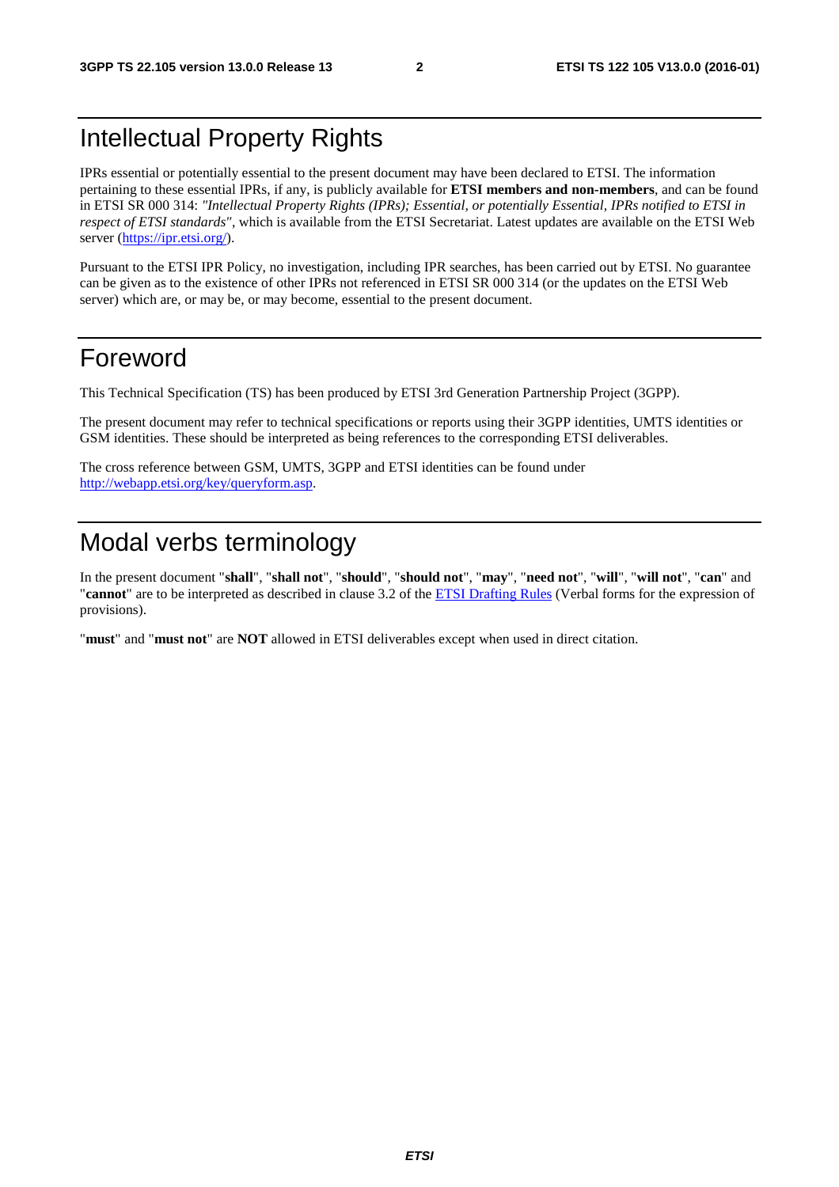# Intellectual Property Rights

IPRs essential or potentially essential to the present document may have been declared to ETSI. The information pertaining to these essential IPRs, if any, is publicly available for **ETSI members and non-members**, and can be found in ETSI SR 000 314: *"Intellectual Property Rights (IPRs); Essential, or potentially Essential, IPRs notified to ETSI in respect of ETSI standards"*, which is available from the ETSI Secretariat. Latest updates are available on the ETSI Web server (https://ipr.etsi.org/).

Pursuant to the ETSI IPR Policy, no investigation, including IPR searches, has been carried out by ETSI. No guarantee can be given as to the existence of other IPRs not referenced in ETSI SR 000 314 (or the updates on the ETSI Web server) which are, or may be, or may become, essential to the present document.

# Foreword

This Technical Specification (TS) has been produced by ETSI 3rd Generation Partnership Project (3GPP).

The present document may refer to technical specifications or reports using their 3GPP identities, UMTS identities or GSM identities. These should be interpreted as being references to the corresponding ETSI deliverables.

The cross reference between GSM, UMTS, 3GPP and ETSI identities can be found under http://webapp.etsi.org/key/queryform.asp.

# Modal verbs terminology

In the present document "**shall**", "**shall not**", "**should**", "**should not**", "**may**", "**need not**", "**will**", "**will not**", "**can**" and "**cannot**" are to be interpreted as described in clause 3.2 of the ETSI Drafting Rules (Verbal forms for the expression of provisions).

"**must**" and "**must not**" are **NOT** allowed in ETSI deliverables except when used in direct citation.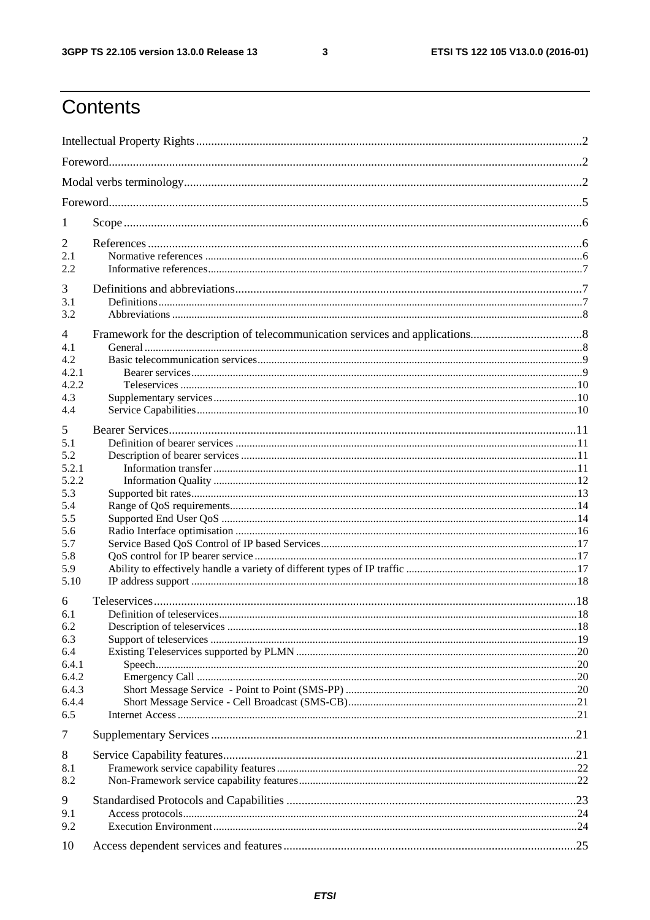# Contents

Intellectual Property Rights ........ 2

Foreword ........ 2

Modal verbs terminology ........ 2

Foreword ........ 5

1 Scope ........ 6

2 References ........ 6
- 2.1 Normative references ........ 6
- 2.2 Informative references ........ 7

3 Definitions and abbreviations ........ 7
- 3.1 Definitions ........ 7
- 3.2 Abbreviations ........ 8

4 Framework for the description of telecommunication services and applications ........ 8
- 4.1 General ........ 8
- 4.2 Basic telecommunication services ........ 9
  - 4.2.1 Bearer services ........ 9
  - 4.2.2 Teleservices ........ 10
- 4.3 Supplementary services ........ 10
- 4.4 Service Capabilities ........ 10

5 Bearer Services ........ 11
- 5.1 Definition of bearer services ........ 11
- 5.2 Description of bearer services ........ 11
  - 5.2.1 Information transfer ........ 11
  - 5.2.2 Information Quality ........ 12
- 5.3 Supported bit rates ........ 13
- 5.4 Range of QoS requirements ........ 14
- 5.5 Supported End User QoS ........ 14
- 5.6 Radio Interface optimisation ........ 16
- 5.7 Service Based QoS Control of IP based Services ........ 17
- 5.8 QoS control for IP bearer service ........ 17
- 5.9 Ability to effectively handle a variety of different types of IP traffic ........ 17
- 5.10 IP address support ........ 18

6 Teleservices ........ 18
- 6.1 Definition of teleservices ........ 18
- 6.2 Description of teleservices ........ 18
- 6.3 Support of teleservices ........ 19
- 6.4 Existing Teleservices supported by PLMN ........ 20
  - 6.4.1 Speech ........ 20
  - 6.4.2 Emergency Call ........ 20
  - 6.4.3 Short Message Service - Point to Point (SMS-PP) ........ 20
  - 6.4.4 Short Message Service - Cell Broadcast (SMS-CB) ........ 21
- 6.5 Internet Access ........ 21

7 Supplementary Services ........ 21

8 Service Capability features ........ 21
- 8.1 Framework service capability features ........ 22
- 8.2 Non-Framework service capability features ........ 22

9 Standardised Protocols and Capabilities ........ 23
- 9.1 Access protocols ........ 24
- 9.2 Execution Environment ........ 24

10 Access dependent services and features ........ 25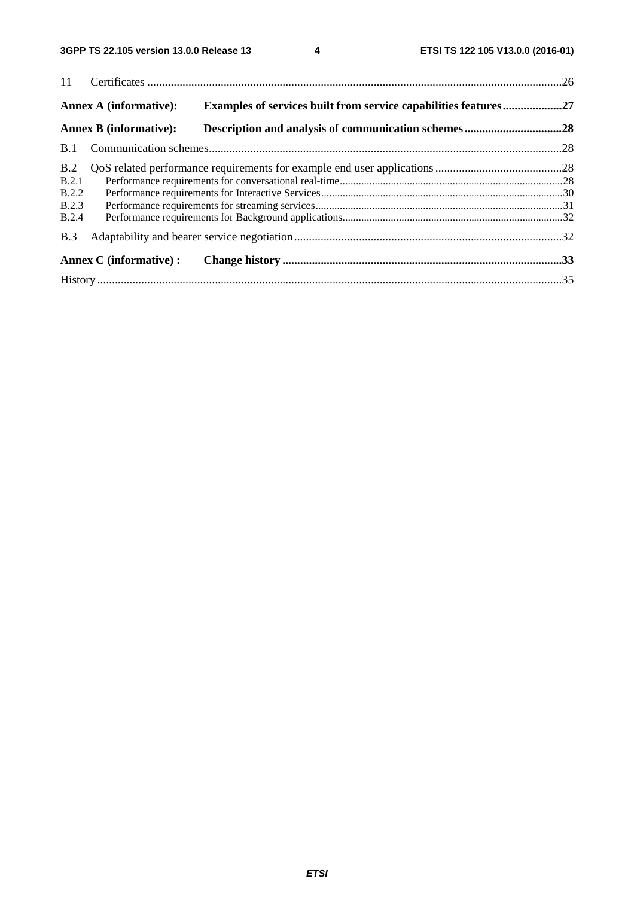11 Certificates ....................................................................................................................................26

**Annex A (informative): Examples of services built from service capabilities features....................27**

**Annex B (informative): Description and analysis of communication schemes.................................28**

B.1 Communication schemes.......................................................................................................................28

B.2 QoS related performance requirements for example end user applications...........................................28
B.2.1 Performance requirements for conversational real-time.................................................................................28
B.2.2 Performance requirements for Interactive Services........................................................................................30
B.2.3 Performance requirements for streaming services..........................................................................................31
B.2.4 Performance requirements for Background applications................................................................................32

B.3 Adaptability and bearer service negotiation..........................................................................................32

**Annex C (informative) : Change history ..............................................................................................33**

History ............................................................................................................................................................35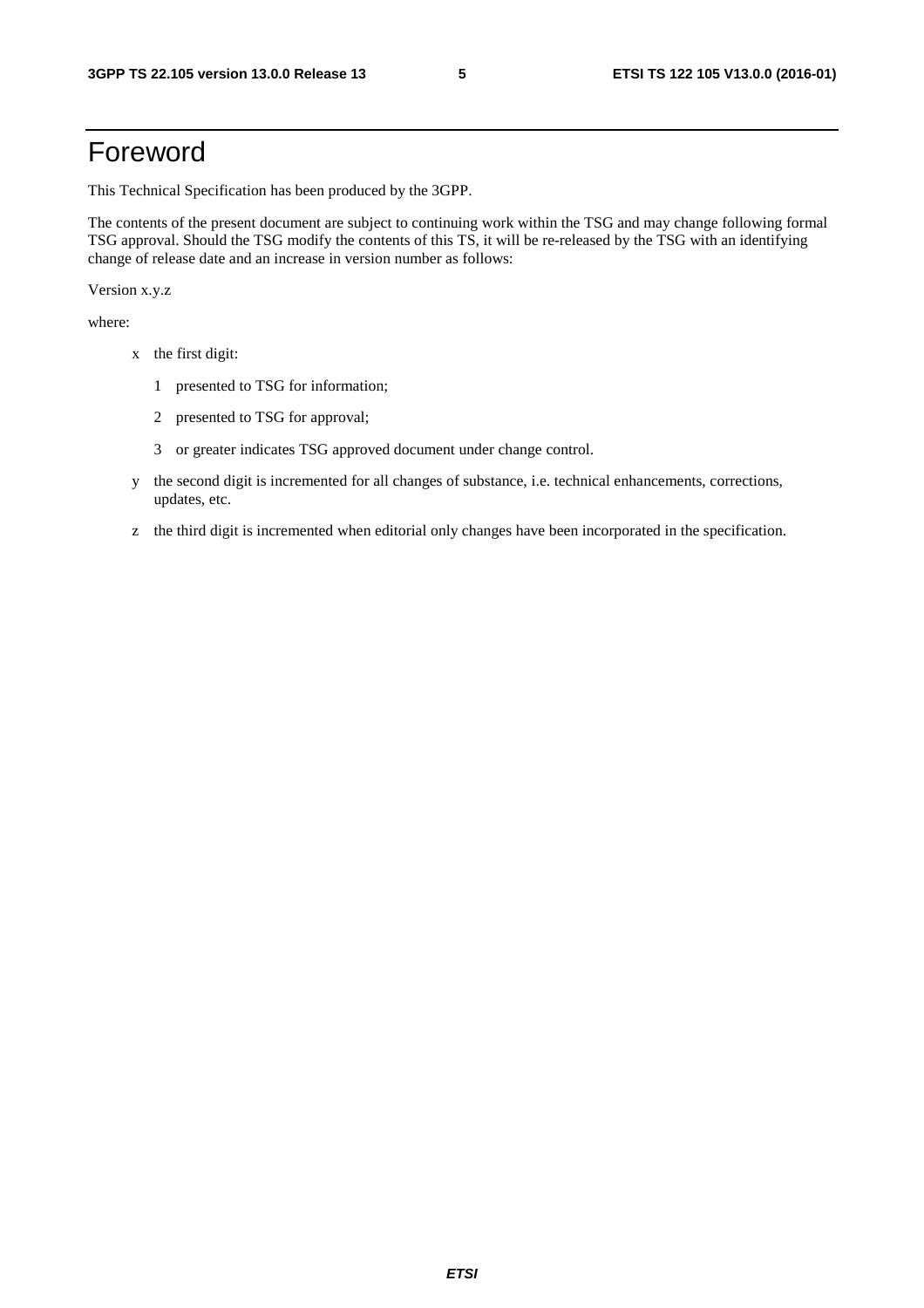# Foreword

This Technical Specification has been produced by the 3GPP.

The contents of the present document are subject to continuing work within the TSG and may change following formal TSG approval. Should the TSG modify the contents of this TS, it will be re-released by the TSG with an identifying change of release date and an increase in version number as follows:

Version x.y.z

where:

- x the first digit:
  - 1 presented to TSG for information;
  - 2 presented to TSG for approval;
  - 3 or greater indicates TSG approved document under change control.
- y the second digit is incremented for all changes of substance, i.e. technical enhancements, corrections, updates, etc.
- z the third digit is incremented when editorial only changes have been incorporated in the specification.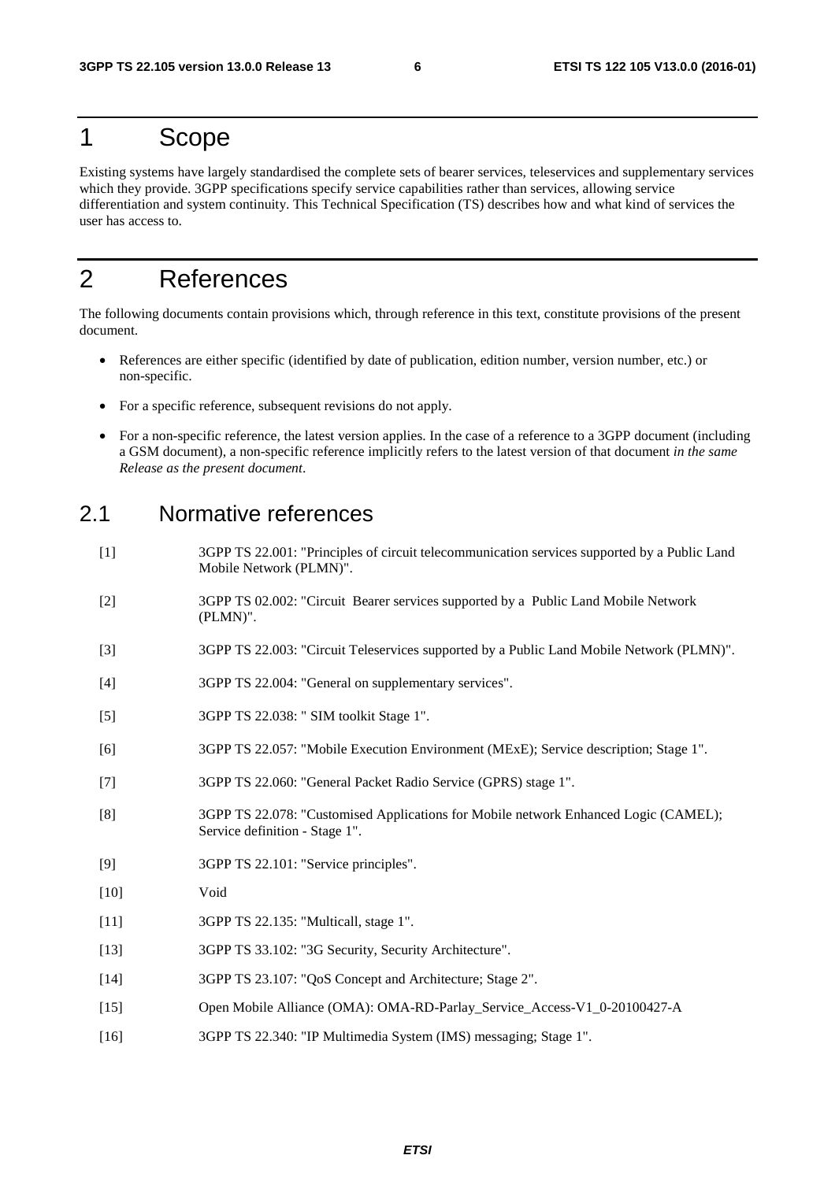# 1 Scope

Existing systems have largely standardised the complete sets of bearer services, teleservices and supplementary services which they provide. 3GPP specifications specify service capabilities rather than services, allowing service differentiation and system continuity. This Technical Specification (TS) describes how and what kind of services the user has access to.

# 2 References

The following documents contain provisions which, through reference in this text, constitute provisions of the present document.

- References are either specific (identified by date of publication, edition number, version number, etc.) or non-specific.
- For a specific reference, subsequent revisions do not apply.
- For a non-specific reference, the latest version applies. In the case of a reference to a 3GPP document (including a GSM document), a non-specific reference implicitly refers to the latest version of that document *in the same Release as the present document*.

## 2.1 Normative references

[1] 3GPP TS 22.001: "Principles of circuit telecommunication services supported by a Public Land Mobile Network (PLMN)".

[2] 3GPP TS 02.002: "Circuit Bearer services supported by a Public Land Mobile Network (PLMN)".

[3] 3GPP TS 22.003: "Circuit Teleservices supported by a Public Land Mobile Network (PLMN)".

[4] 3GPP TS 22.004: "General on supplementary services".

[5] 3GPP TS 22.038: " SIM toolkit Stage 1".

[6] 3GPP TS 22.057: "Mobile Execution Environment (MExE); Service description; Stage 1".

[7] 3GPP TS 22.060: "General Packet Radio Service (GPRS) stage 1".

[8] 3GPP TS 22.078: "Customised Applications for Mobile network Enhanced Logic (CAMEL); Service definition - Stage 1".

[9] 3GPP TS 22.101: "Service principles".

[10] Void

[11] 3GPP TS 22.135: "Multicall, stage 1".

[13] 3GPP TS 33.102: "3G Security, Security Architecture".

[14] 3GPP TS 23.107: "QoS Concept and Architecture; Stage 2".

[15] Open Mobile Alliance (OMA): OMA-RD-Parlay_Service_Access-V1_0-20100427-A

[16] 3GPP TS 22.340: "IP Multimedia System (IMS) messaging; Stage 1".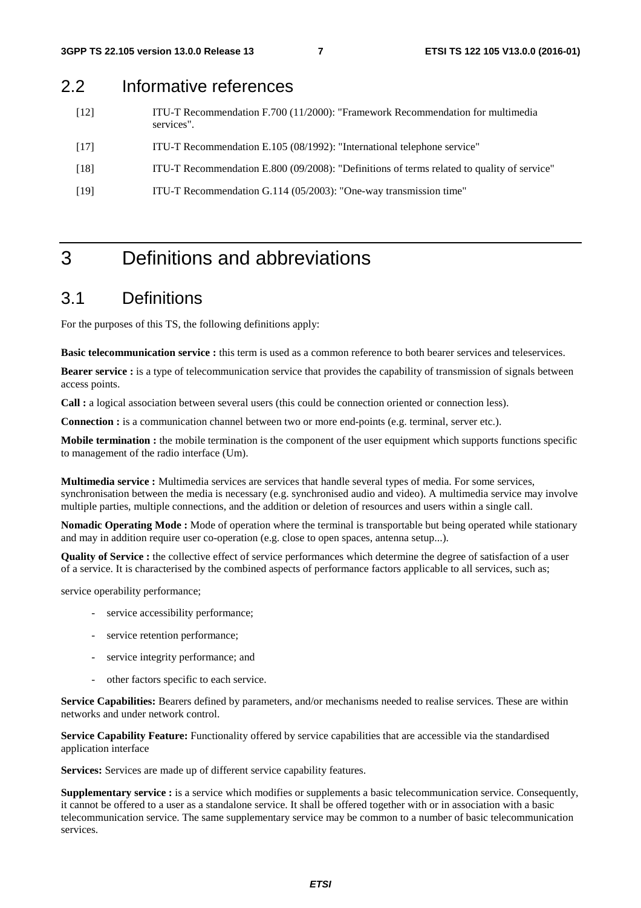## 2.2 Informative references

[12] ITU-T Recommendation F.700 (11/2000): "Framework Recommendation for multimedia services".

[17] ITU-T Recommendation E.105 (08/1992): "International telephone service"

[18] ITU-T Recommendation E.800 (09/2008): "Definitions of terms related to quality of service"

[19] ITU-T Recommendation G.114 (05/2003): "One-way transmission time"

# 3 Definitions and abbreviations

## 3.1 Definitions

For the purposes of this TS, the following definitions apply:

**Basic telecommunication service :** this term is used as a common reference to both bearer services and teleservices.

**Bearer service :** is a type of telecommunication service that provides the capability of transmission of signals between access points.

**Call :** a logical association between several users (this could be connection oriented or connection less).

**Connection :** is a communication channel between two or more end-points (e.g. terminal, server etc.).

**Mobile termination :** the mobile termination is the component of the user equipment which supports functions specific to management of the radio interface (Um).

**Multimedia service :** Multimedia services are services that handle several types of media. For some services, synchronisation between the media is necessary (e.g. synchronised audio and video). A multimedia service may involve multiple parties, multiple connections, and the addition or deletion of resources and users within a single call.

**Nomadic Operating Mode :** Mode of operation where the terminal is transportable but being operated while stationary and may in addition require user co-operation (e.g. close to open spaces, antenna setup...).

**Quality of Service :** the collective effect of service performances which determine the degree of satisfaction of a user of a service. It is characterised by the combined aspects of performance factors applicable to all services, such as;

service operability performance;

- service accessibility performance;
- service retention performance;
- service integrity performance; and
- other factors specific to each service.

**Service Capabilities:** Bearers defined by parameters, and/or mechanisms needed to realise services. These are within networks and under network control.

**Service Capability Feature:** Functionality offered by service capabilities that are accessible via the standardised application interface

**Services:** Services are made up of different service capability features.

**Supplementary service :** is a service which modifies or supplements a basic telecommunication service. Consequently, it cannot be offered to a user as a standalone service. It shall be offered together with or in association with a basic telecommunication service. The same supplementary service may be common to a number of basic telecommunication services.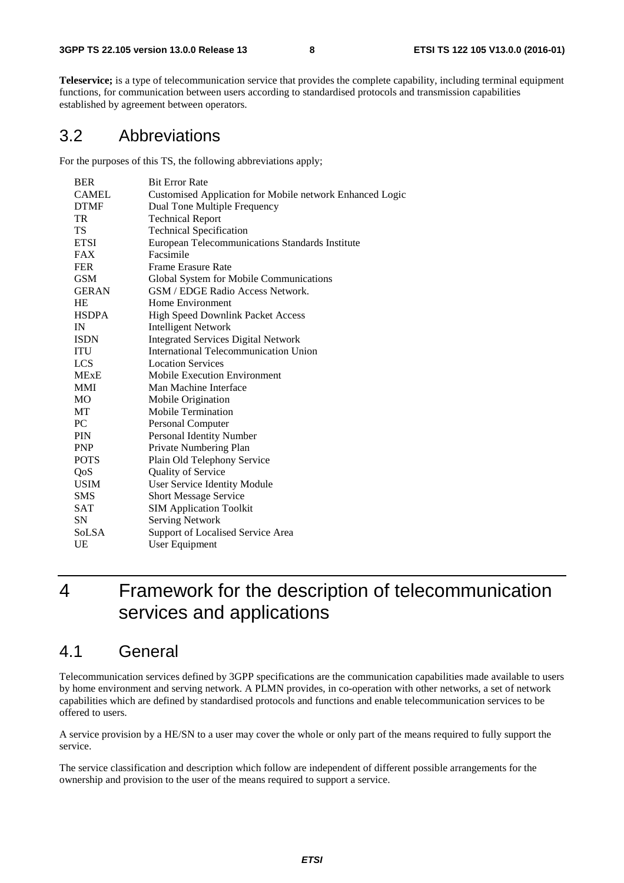**Teleservice;** is a type of telecommunication service that provides the complete capability, including terminal equipment functions, for communication between users according to standardised protocols and transmission capabilities established by agreement between operators.

## 3.2 Abbreviations

For the purposes of this TS, the following abbreviations apply;

| | |
|---|---|
| BER | Bit Error Rate |
| CAMEL | Customised Application for Mobile network Enhanced Logic |
| DTMF | Dual Tone Multiple Frequency |
| TR | Technical Report |
| TS | Technical Specification |
| ETSI | European Telecommunications Standards Institute |
| FAX | Facsimile |
| FER | Frame Erasure Rate |
| GSM | Global System for Mobile Communications |
| GERAN | GSM / EDGE Radio Access Network. |
| HE | Home Environment |
| HSDPA | High Speed Downlink Packet Access |
| IN | Intelligent Network |
| ISDN | Integrated Services Digital Network |
| ITU | International Telecommunication Union |
| LCS | Location Services |
| MExE | Mobile Execution Environment |
| MMI | Man Machine Interface |
| MO | Mobile Origination |
| MT | Mobile Termination |
| PC | Personal Computer |
| PIN | Personal Identity Number |
| PNP | Private Numbering Plan |
| POTS | Plain Old Telephony Service |
| QoS | Quality of Service |
| USIM | User Service Identity Module |
| SMS | Short Message Service |
| SAT | SIM Application Toolkit |
| SN | Serving Network |
| SoLSA | Support of Localised Service Area |
| UE | User Equipment |

# 4 Framework for the description of telecommunication services and applications

## 4.1 General

Telecommunication services defined by 3GPP specifications are the communication capabilities made available to users by home environment and serving network. A PLMN provides, in co-operation with other networks, a set of network capabilities which are defined by standardised protocols and functions and enable telecommunication services to be offered to users.

A service provision by a HE/SN to a user may cover the whole or only part of the means required to fully support the service.

The service classification and description which follow are independent of different possible arrangements for the ownership and provision to the user of the means required to support a service.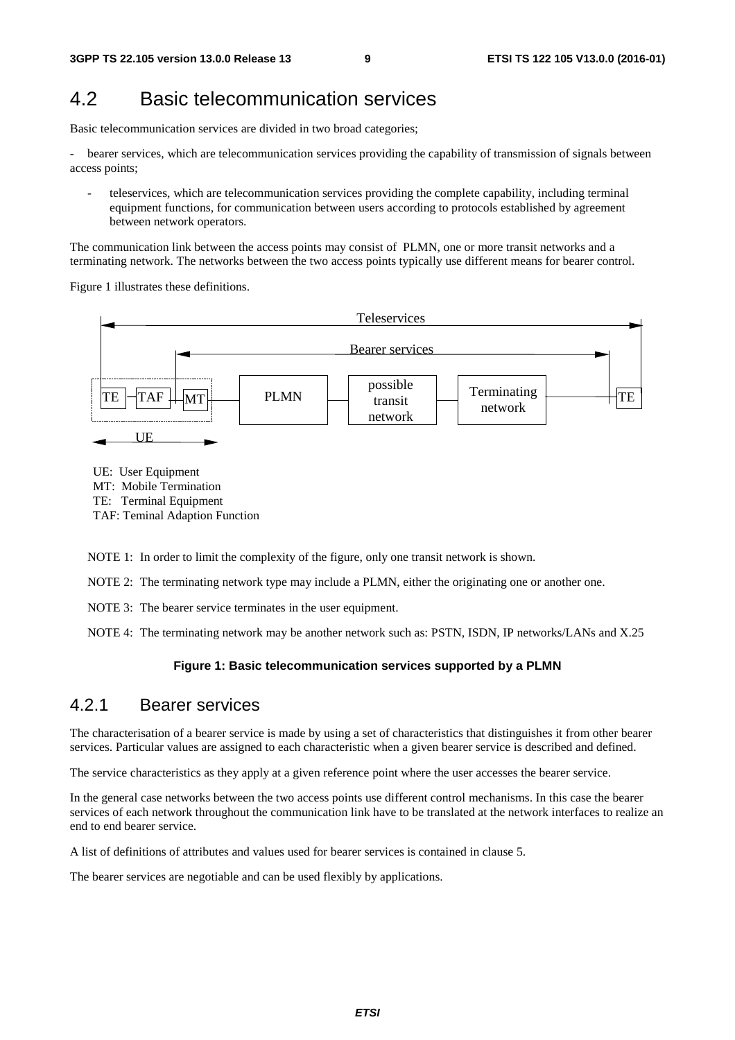## 4.2 Basic telecommunication services

Basic telecommunication services are divided in two broad categories;

- bearer services, which are telecommunication services providing the capability of transmission of signals between access points;
- teleservices, which are telecommunication services providing the complete capability, including terminal equipment functions, for communication between users according to protocols established by agreement between network operators.

The communication link between the access points may consist of PLMN, one or more transit networks and a terminating network. The networks between the two access points typically use different means for bearer control.

Figure 1 illustrates these definitions.

UE: User Equipment
MT: Mobile Termination
TE: Terminal Equipment
TAF: Teminal Adaption Function

NOTE 1: In order to limit the complexity of the figure, only one transit network is shown.

NOTE 2: The terminating network type may include a PLMN, either the originating one or another one.

NOTE 3: The bearer service terminates in the user equipment.

NOTE 4: The terminating network may be another network such as: PSTN, ISDN, IP networks/LANs and X.25

**Figure 1: Basic telecommunication services supported by a PLMN**

### 4.2.1 Bearer services

The characterisation of a bearer service is made by using a set of characteristics that distinguishes it from other bearer services. Particular values are assigned to each characteristic when a given bearer service is described and defined.

The service characteristics as they apply at a given reference point where the user accesses the bearer service.

In the general case networks between the two access points use different control mechanisms. In this case the bearer services of each network throughout the communication link have to be translated at the network interfaces to realize an end to end bearer service.

A list of definitions of attributes and values used for bearer services is contained in clause 5.

The bearer services are negotiable and can be used flexibly by applications.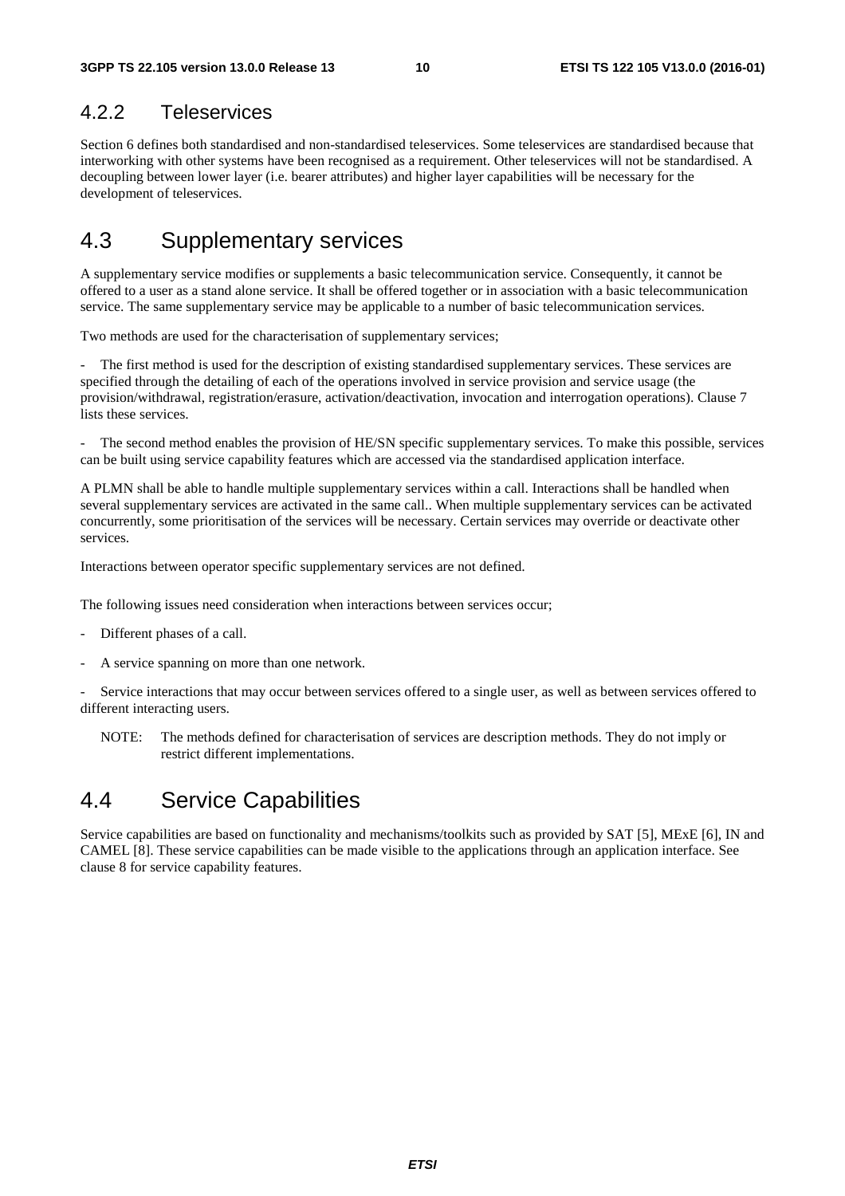### 4.2.2 Teleservices

Section 6 defines both standardised and non-standardised teleservices. Some teleservices are standardised because that interworking with other systems have been recognised as a requirement. Other teleservices will not be standardised. A decoupling between lower layer (i.e. bearer attributes) and higher layer capabilities will be necessary for the development of teleservices.

## 4.3 Supplementary services

A supplementary service modifies or supplements a basic telecommunication service. Consequently, it cannot be offered to a user as a stand alone service. It shall be offered together or in association with a basic telecommunication service. The same supplementary service may be applicable to a number of basic telecommunication services.

Two methods are used for the characterisation of supplementary services;

- The first method is used for the description of existing standardised supplementary services. These services are specified through the detailing of each of the operations involved in service provision and service usage (the provision/withdrawal, registration/erasure, activation/deactivation, invocation and interrogation operations). Clause 7 lists these services.

- The second method enables the provision of HE/SN specific supplementary services. To make this possible, services can be built using service capability features which are accessed via the standardised application interface.

A PLMN shall be able to handle multiple supplementary services within a call. Interactions shall be handled when several supplementary services are activated in the same call.. When multiple supplementary services can be activated concurrently, some prioritisation of the services will be necessary. Certain services may override or deactivate other services.

Interactions between operator specific supplementary services are not defined.

The following issues need consideration when interactions between services occur;

- Different phases of a call.

- A service spanning on more than one network.

- Service interactions that may occur between services offered to a single user, as well as between services offered to different interacting users.

NOTE: The methods defined for characterisation of services are description methods. They do not imply or restrict different implementations.

## 4.4 Service Capabilities

Service capabilities are based on functionality and mechanisms/toolkits such as provided by SAT [5], MExE [6], IN and CAMEL [8]. These service capabilities can be made visible to the applications through an application interface. See clause 8 for service capability features.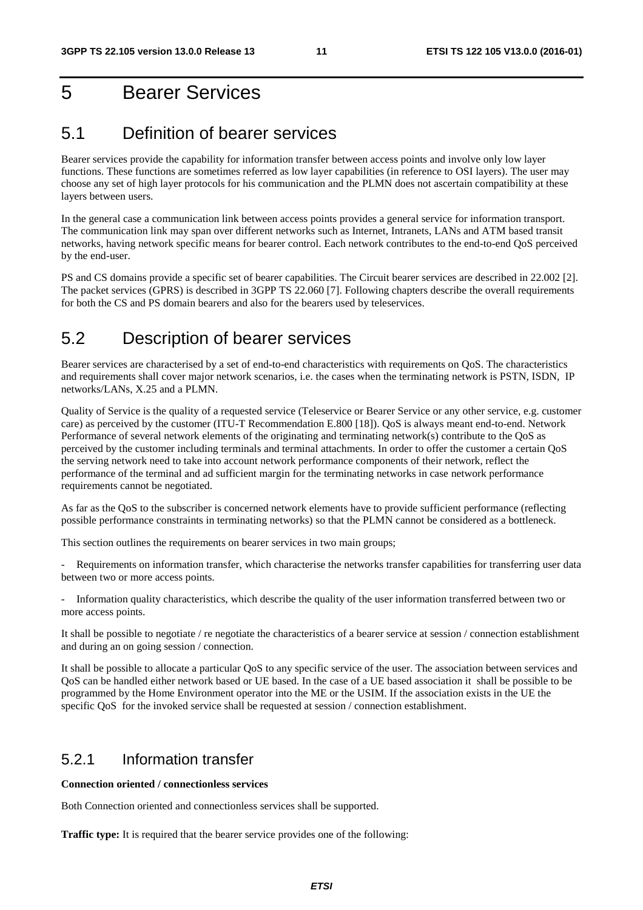# 5 Bearer Services

## 5.1 Definition of bearer services

Bearer services provide the capability for information transfer between access points and involve only low layer functions. These functions are sometimes referred as low layer capabilities (in reference to OSI layers). The user may choose any set of high layer protocols for his communication and the PLMN does not ascertain compatibility at these layers between users.

In the general case a communication link between access points provides a general service for information transport. The communication link may span over different networks such as Internet, Intranets, LANs and ATM based transit networks, having network specific means for bearer control. Each network contributes to the end-to-end QoS perceived by the end-user.

PS and CS domains provide a specific set of bearer capabilities. The Circuit bearer services are described in 22.002 [2]. The packet services (GPRS) is described in 3GPP TS 22.060 [7]. Following chapters describe the overall requirements for both the CS and PS domain bearers and also for the bearers used by teleservices.

## 5.2 Description of bearer services

Bearer services are characterised by a set of end-to-end characteristics with requirements on QoS. The characteristics and requirements shall cover major network scenarios, i.e. the cases when the terminating network is PSTN, ISDN, IP networks/LANs, X.25 and a PLMN.

Quality of Service is the quality of a requested service (Teleservice or Bearer Service or any other service, e.g. customer care) as perceived by the customer (ITU-T Recommendation E.800 [18]). QoS is always meant end-to-end. Network Performance of several network elements of the originating and terminating network(s) contribute to the QoS as perceived by the customer including terminals and terminal attachments. In order to offer the customer a certain QoS the serving network need to take into account network performance components of their network, reflect the performance of the terminal and ad sufficient margin for the terminating networks in case network performance requirements cannot be negotiated.

As far as the QoS to the subscriber is concerned network elements have to provide sufficient performance (reflecting possible performance constraints in terminating networks) so that the PLMN cannot be considered as a bottleneck.

This section outlines the requirements on bearer services in two main groups;

- Requirements on information transfer, which characterise the networks transfer capabilities for transferring user data between two or more access points.

- Information quality characteristics, which describe the quality of the user information transferred between two or more access points.

It shall be possible to negotiate / re negotiate the characteristics of a bearer service at session / connection establishment and during an on going session / connection.

It shall be possible to allocate a particular QoS to any specific service of the user. The association between services and QoS can be handled either network based or UE based. In the case of a UE based association it shall be possible to be programmed by the Home Environment operator into the ME or the USIM. If the association exists in the UE the specific QoS for the invoked service shall be requested at session / connection establishment.

### 5.2.1 Information transfer

**Connection oriented / connectionless services**

Both Connection oriented and connectionless services shall be supported.

**Traffic type:** It is required that the bearer service provides one of the following: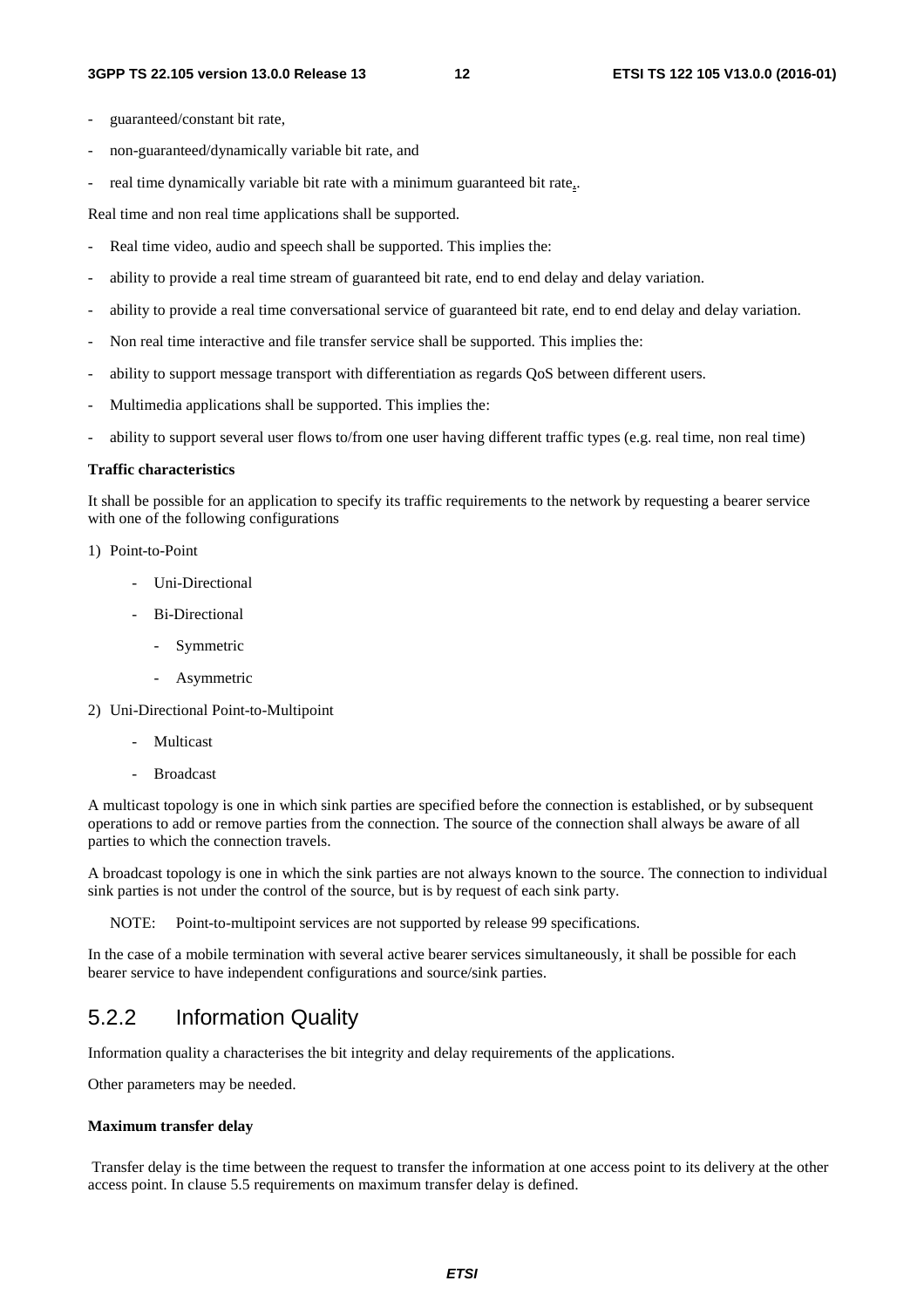- guaranteed/constant bit rate,
- non-guaranteed/dynamically variable bit rate, and
- real time dynamically variable bit rate with a minimum guaranteed bit rate..

Real time and non real time applications shall be supported.

- Real time video, audio and speech shall be supported. This implies the:
- ability to provide a real time stream of guaranteed bit rate, end to end delay and delay variation.
- ability to provide a real time conversational service of guaranteed bit rate, end to end delay and delay variation.
- Non real time interactive and file transfer service shall be supported. This implies the:
- ability to support message transport with differentiation as regards QoS between different users.
- Multimedia applications shall be supported. This implies the:
- ability to support several user flows to/from one user having different traffic types (e.g. real time, non real time)

**Traffic characteristics**

It shall be possible for an application to specify its traffic requirements to the network by requesting a bearer service with one of the following configurations

1) Point-to-Point
    - Uni-Directional
    - Bi-Directional
        - Symmetric
        - Asymmetric
2) Uni-Directional Point-to-Multipoint
    - Multicast
    - Broadcast

A multicast topology is one in which sink parties are specified before the connection is established, or by subsequent operations to add or remove parties from the connection. The source of the connection shall always be aware of all parties to which the connection travels.

A broadcast topology is one in which the sink parties are not always known to the source. The connection to individual sink parties is not under the control of the source, but is by request of each sink party.

NOTE: Point-to-multipoint services are not supported by release 99 specifications.

In the case of a mobile termination with several active bearer services simultaneously, it shall be possible for each bearer service to have independent configurations and source/sink parties.

## 5.2.2 Information Quality

Information quality a characterises the bit integrity and delay requirements of the applications.

Other parameters may be needed.

**Maximum transfer delay**

Transfer delay is the time between the request to transfer the information at one access point to its delivery at the other access point. In clause 5.5 requirements on maximum transfer delay is defined.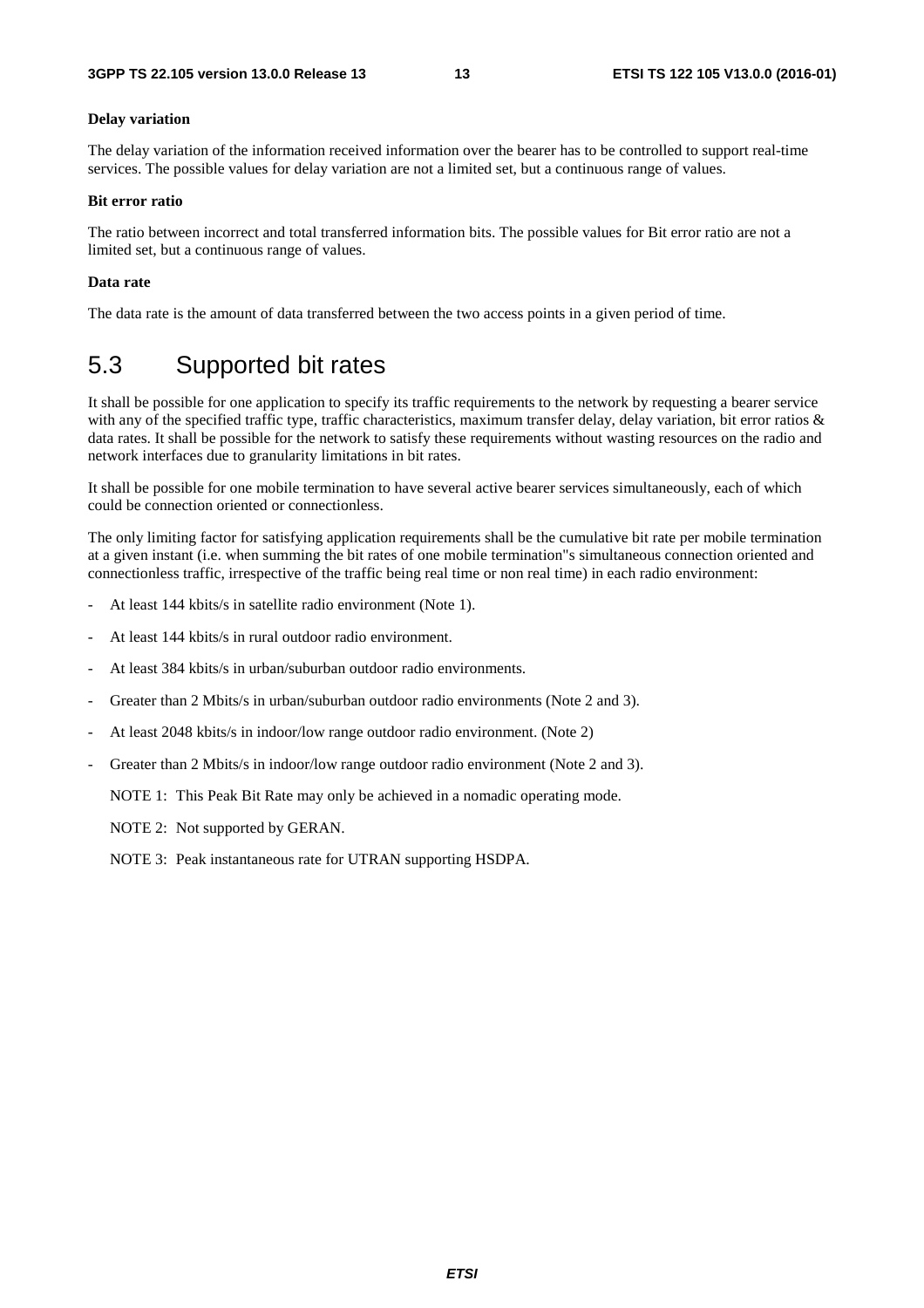**Delay variation**

The delay variation of the information received information over the bearer has to be controlled to support real-time services. The possible values for delay variation are not a limited set, but a continuous range of values.

**Bit error ratio**

The ratio between incorrect and total transferred information bits. The possible values for Bit error ratio are not a limited set, but a continuous range of values.

**Data rate**

The data rate is the amount of data transferred between the two access points in a given period of time.

## 5.3 Supported bit rates

It shall be possible for one application to specify its traffic requirements to the network by requesting a bearer service with any of the specified traffic type, traffic characteristics, maximum transfer delay, delay variation, bit error ratios & data rates. It shall be possible for the network to satisfy these requirements without wasting resources on the radio and network interfaces due to granularity limitations in bit rates.

It shall be possible for one mobile termination to have several active bearer services simultaneously, each of which could be connection oriented or connectionless.

The only limiting factor for satisfying application requirements shall be the cumulative bit rate per mobile termination at a given instant (i.e. when summing the bit rates of one mobile termination"s simultaneous connection oriented and connectionless traffic, irrespective of the traffic being real time or non real time) in each radio environment:

- At least 144 kbits/s in satellite radio environment (Note 1).
- At least 144 kbits/s in rural outdoor radio environment.
- At least 384 kbits/s in urban/suburban outdoor radio environments.
- Greater than 2 Mbits/s in urban/suburban outdoor radio environments (Note 2 and 3).
- At least 2048 kbits/s in indoor/low range outdoor radio environment. (Note 2)
- Greater than 2 Mbits/s in indoor/low range outdoor radio environment (Note 2 and 3).

NOTE 1: This Peak Bit Rate may only be achieved in a nomadic operating mode.

NOTE 2: Not supported by GERAN.

NOTE 3: Peak instantaneous rate for UTRAN supporting HSDPA.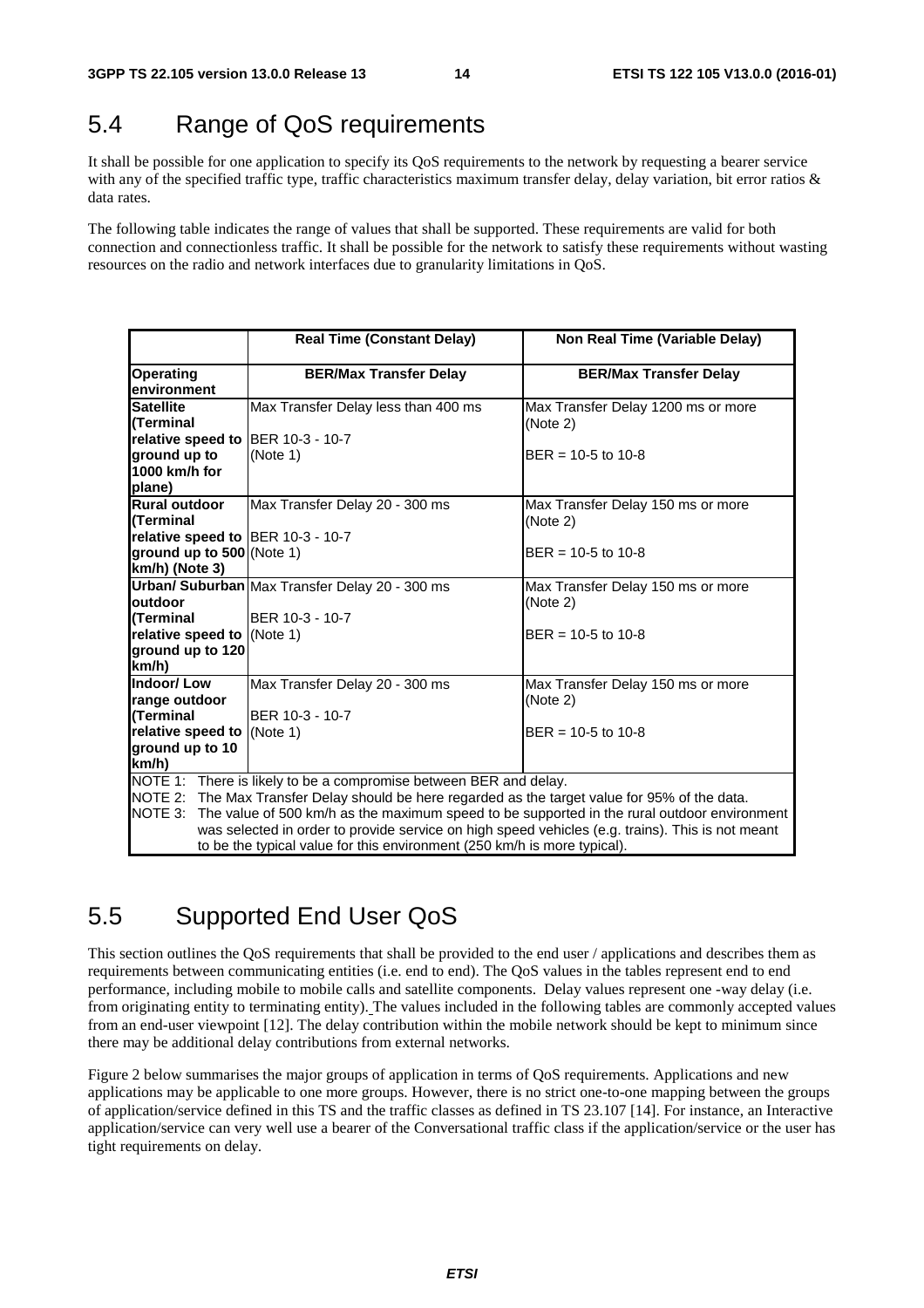## 5.4 Range of QoS requirements

It shall be possible for one application to specify its QoS requirements to the network by requesting a bearer service with any of the specified traffic type, traffic characteristics maximum transfer delay, delay variation, bit error ratios & data rates.

The following table indicates the range of values that shall be supported. These requirements are valid for both connection and connectionless traffic. It shall be possible for the network to satisfy these requirements without wasting resources on the radio and network interfaces due to granularity limitations in QoS.

| | Real Time (Constant Delay) | Non Real Time (Variable Delay) |
|---|---|---|
| **Operating environment** | **BER/Max Transfer Delay** | **BER/Max Transfer Delay** |
| **Satellite (Terminal relative speed to ground up to 1000 km/h for plane)** | Max Transfer Delay less than 400 ms<br>BER 10-3 - 10-7<br>(Note 1) | Max Transfer Delay 1200 ms or more (Note 2)<br>BER = 10-5 to 10-8 |
| **Rural outdoor (Terminal relative speed to ground up to 500 km/h) (Note 3)** | Max Transfer Delay 20 - 300 ms<br>BER 10-3 - 10-7<br>(Note 1) | Max Transfer Delay 150 ms or more (Note 2)<br>BER = 10-5 to 10-8 |
| **Urban/ Suburban outdoor (Terminal relative speed to ground up to 120 km/h)** | Max Transfer Delay 20 - 300 ms<br>BER 10-3 - 10-7<br>(Note 1) | Max Transfer Delay 150 ms or more (Note 2)<br>BER = 10-5 to 10-8 |
| **Indoor/ Low range outdoor (Terminal relative speed to ground up to 10 km/h)** | Max Transfer Delay 20 - 300 ms<br>BER 10-3 - 10-7<br>(Note 1) | Max Transfer Delay 150 ms or more (Note 2)<br>BER = 10-5 to 10-8 |
| NOTE 1: There is likely to be a compromise between BER and delay.<br>NOTE 2: The Max Transfer Delay should be here regarded as the target value for 95% of the data.<br>NOTE 3: The value of 500 km/h as the maximum speed to be supported in the rural outdoor environment was selected in order to provide service on high speed vehicles (e.g. trains). This is not meant to be the typical value for this environment (250 km/h is more typical). | | |

## 5.5 Supported End User QoS

This section outlines the QoS requirements that shall be provided to the end user / applications and describes them as requirements between communicating entities (i.e. end to end). The QoS values in the tables represent end to end performance, including mobile to mobile calls and satellite components. Delay values represent one -way delay (i.e. from originating entity to terminating entity). The values included in the following tables are commonly accepted values from an end-user viewpoint [12]. The delay contribution within the mobile network should be kept to minimum since there may be additional delay contributions from external networks.

Figure 2 below summarises the major groups of application in terms of QoS requirements. Applications and new applications may be applicable to one more groups. However, there is no strict one-to-one mapping between the groups of application/service defined in this TS and the traffic classes as defined in TS 23.107 [14]. For instance, an Interactive application/service can very well use a bearer of the Conversational traffic class if the application/service or the user has tight requirements on delay.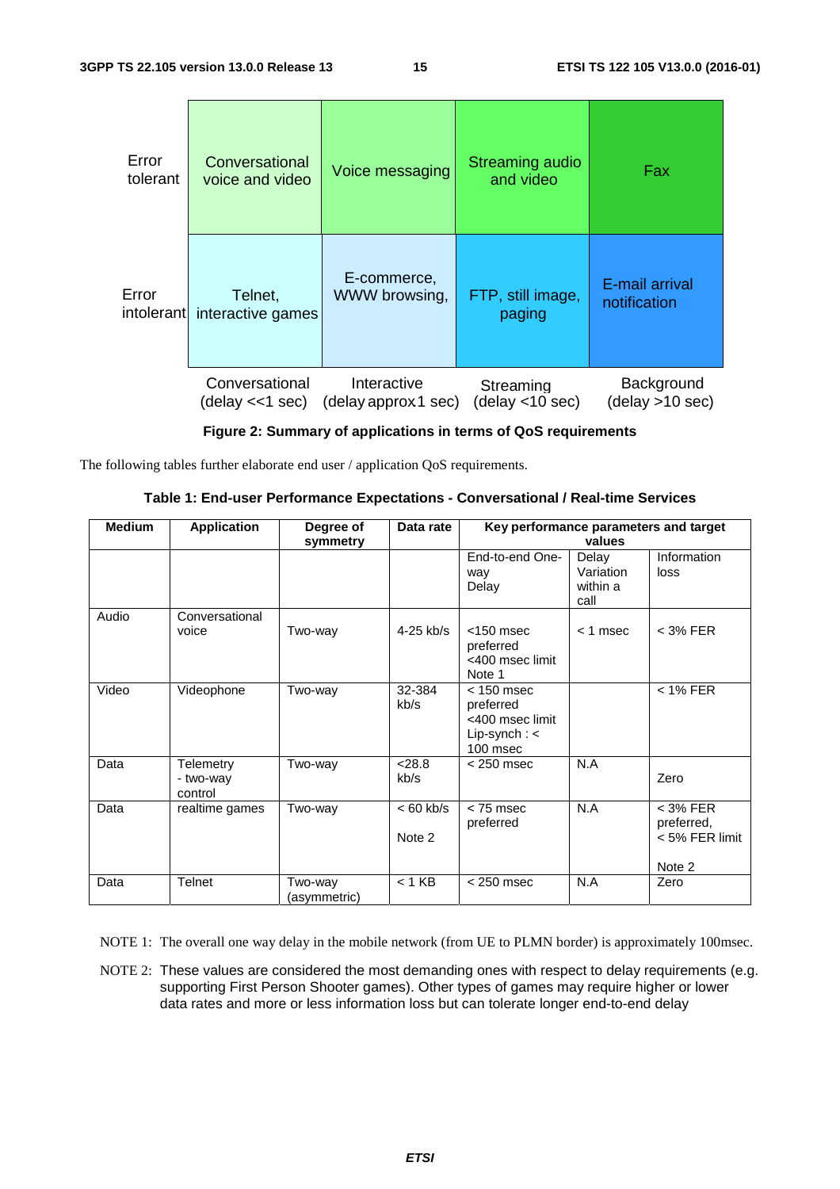|  | Conversational (delay <<1 sec) | Interactive (delay approx 1 sec) | Streaming (delay <10 sec) | Background (delay >10 sec) |
|---|---|---|---|---|
| Error tolerant | Conversational voice and video | Voice messaging | Streaming audio and video | Fax |
| Error intolerant | Telnet, interactive games | E-commerce, WWW browsing, | FTP, still image, paging | E-mail arrival notification |

**Figure 2: Summary of applications in terms of QoS requirements**

The following tables further elaborate end user / application QoS requirements.

**Table 1: End-user Performance Expectations - Conversational / Real-time Services**

| Medium | Application | Degree of symmetry | Data rate | Key performance parameters and target values | | |
|---|---|---|---|---|---|---|
| | | | | End-to-end One-way Delay | Delay Variation within a call | Information loss |
| Audio | Conversational voice | Two-way | 4-25 kb/s | <150 msec preferred <400 msec limit Note 1 | < 1 msec | < 3% FER |
| Video | Videophone | Two-way | 32-384 kb/s | < 150 msec preferred <400 msec limit Lip-synch : < 100 msec | | < 1% FER |
| Data | Telemetry - two-way control | Two-way | <28.8 kb/s | < 250 msec | N.A | Zero |
| Data | realtime games | Two-way | < 60 kb/s Note 2 | < 75 msec preferred | N.A | < 3% FER preferred, < 5% FER limit Note 2 |
| Data | Telnet | Two-way (asymmetric) | < 1 KB | < 250 msec | N.A | Zero |

NOTE 1: The overall one way delay in the mobile network (from UE to PLMN border) is approximately 100msec.

NOTE 2: These values are considered the most demanding ones with respect to delay requirements (e.g. supporting First Person Shooter games). Other types of games may require higher or lower data rates and more or less information loss but can tolerate longer end-to-end delay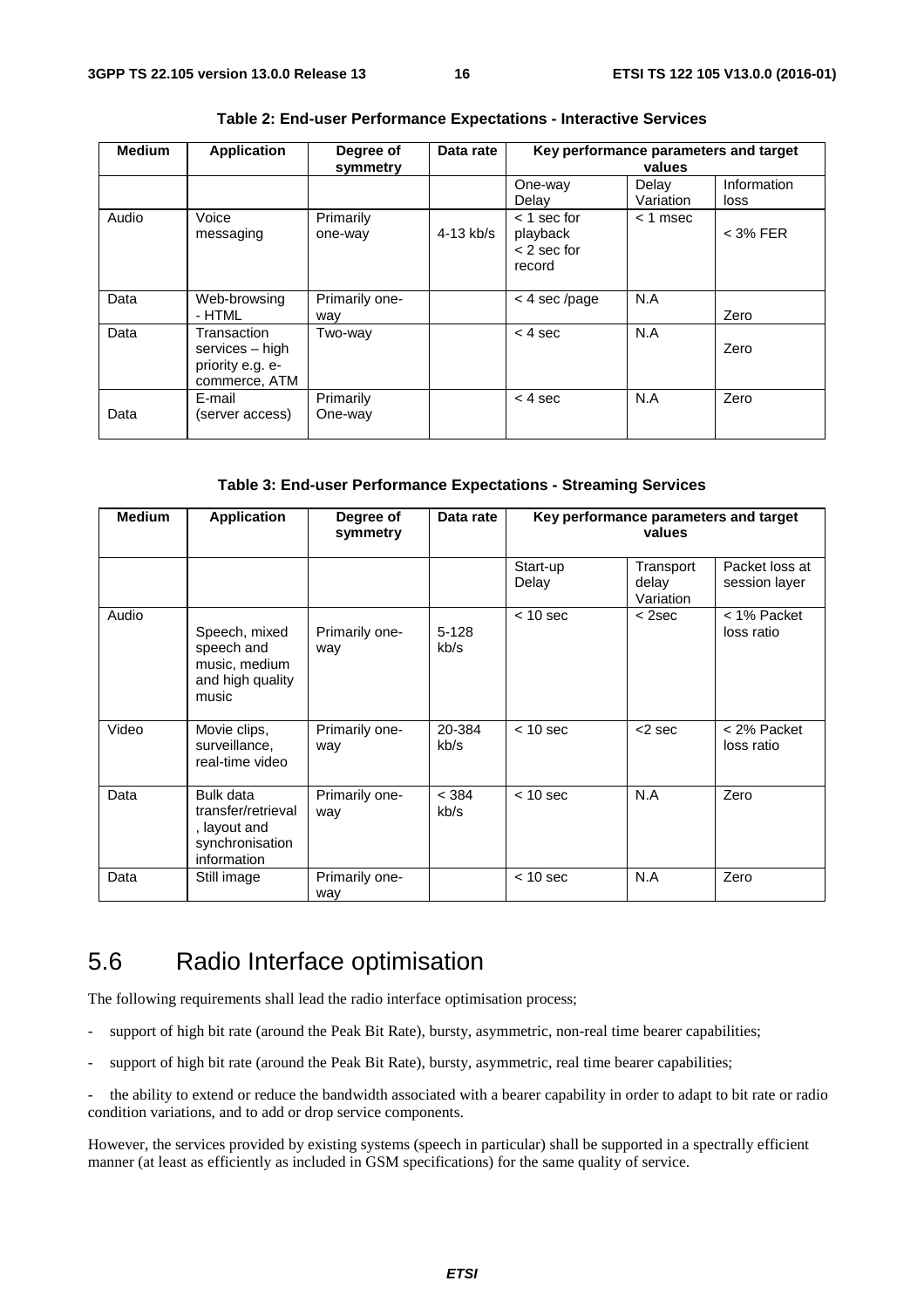**Table 2: End-user Performance Expectations - Interactive Services**

| Medium | Application | Degree of symmetry | Data rate | Key performance parameters and target values | | |
|---|---|---|---|---|---|---|
| | | | | One-way Delay | Delay Variation | Information loss |
| Audio | Voice messaging | Primarily one-way | 4-13 kb/s | < 1 sec for playback < 2 sec for record | < 1 msec | < 3% FER |
| Data | Web-browsing - HTML | Primarily one-way | | < 4 sec /page | N.A | Zero |
| Data | Transaction services – high priority e.g. e-commerce, ATM | Two-way | | < 4 sec | N.A | Zero |
| Data | E-mail (server access) | Primarily One-way | | < 4 sec | N.A | Zero |

**Table 3: End-user Performance Expectations - Streaming Services**

| Medium | Application | Degree of symmetry | Data rate | Key performance parameters and target values | | |
|---|---|---|---|---|---|---|
| | | | | Start-up Delay | Transport delay Variation | Packet loss at session layer |
| Audio | Speech, mixed speech and music, medium and high quality music | Primarily one-way | 5-128 kb/s | < 10 sec | < 2sec | < 1% Packet loss ratio |
| Video | Movie clips, surveillance, real-time video | Primarily one-way | 20-384 kb/s | < 10 sec | <2 sec | < 2% Packet loss ratio |
| Data | Bulk data transfer/retrieval, layout and synchronisation information | Primarily one-way | < 384 kb/s | < 10 sec | N.A | Zero |
| Data | Still image | Primarily one-way | | < 10 sec | N.A | Zero |

## 5.6 Radio Interface optimisation

The following requirements shall lead the radio interface optimisation process;

- support of high bit rate (around the Peak Bit Rate), bursty, asymmetric, non-real time bearer capabilities;
- support of high bit rate (around the Peak Bit Rate), bursty, asymmetric, real time bearer capabilities;
- the ability to extend or reduce the bandwidth associated with a bearer capability in order to adapt to bit rate or radio condition variations, and to add or drop service components.

However, the services provided by existing systems (speech in particular) shall be supported in a spectrally efficient manner (at least as efficiently as included in GSM specifications) for the same quality of service.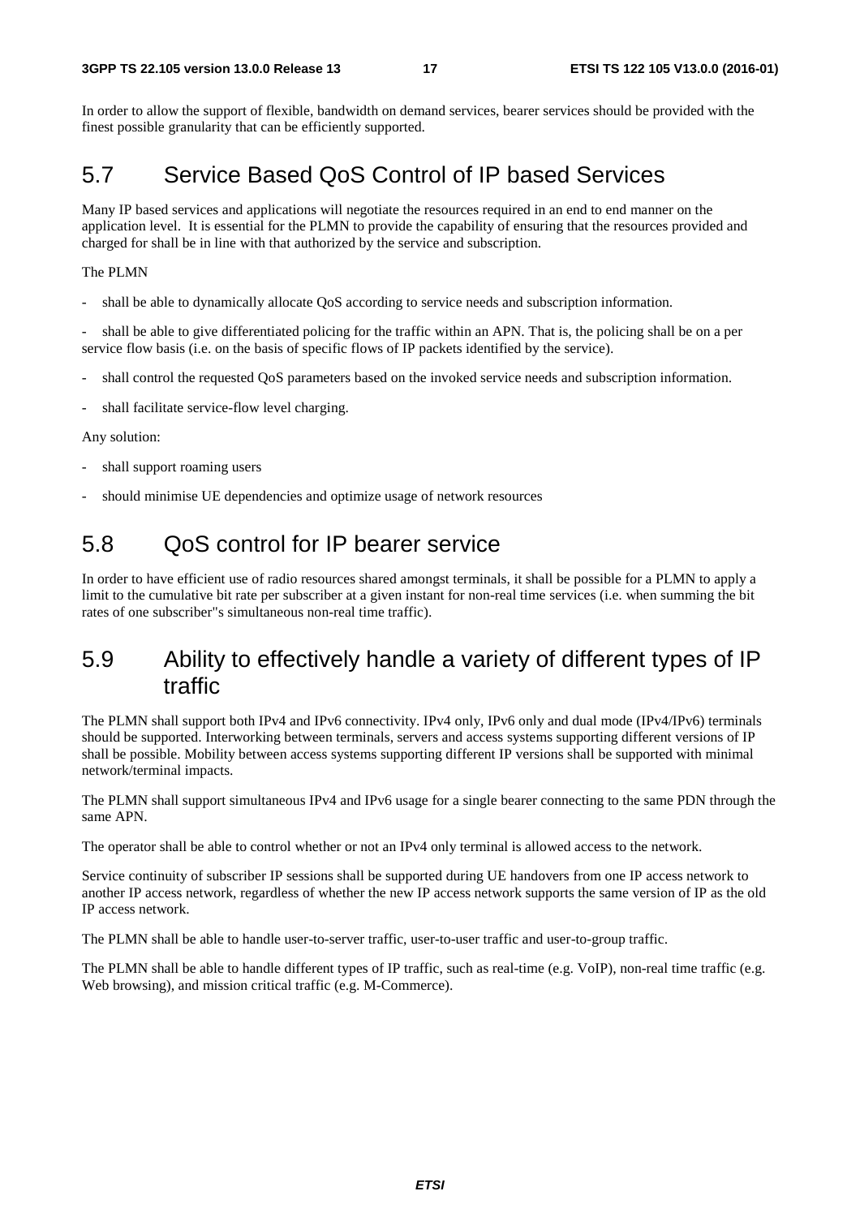In order to allow the support of flexible, bandwidth on demand services, bearer services should be provided with the finest possible granularity that can be efficiently supported.

## 5.7 Service Based QoS Control of IP based Services

Many IP based services and applications will negotiate the resources required in an end to end manner on the application level. It is essential for the PLMN to provide the capability of ensuring that the resources provided and charged for shall be in line with that authorized by the service and subscription.

The PLMN

- shall be able to dynamically allocate QoS according to service needs and subscription information.
- shall be able to give differentiated policing for the traffic within an APN. That is, the policing shall be on a per service flow basis (i.e. on the basis of specific flows of IP packets identified by the service).
- shall control the requested QoS parameters based on the invoked service needs and subscription information.
- shall facilitate service-flow level charging.

Any solution:

- shall support roaming users
- should minimise UE dependencies and optimize usage of network resources

## 5.8 QoS control for IP bearer service

In order to have efficient use of radio resources shared amongst terminals, it shall be possible for a PLMN to apply a limit to the cumulative bit rate per subscriber at a given instant for non-real time services (i.e. when summing the bit rates of one subscriber"s simultaneous non-real time traffic).

## 5.9 Ability to effectively handle a variety of different types of IP traffic

The PLMN shall support both IPv4 and IPv6 connectivity. IPv4 only, IPv6 only and dual mode (IPv4/IPv6) terminals should be supported. Interworking between terminals, servers and access systems supporting different versions of IP shall be possible. Mobility between access systems supporting different IP versions shall be supported with minimal network/terminal impacts.

The PLMN shall support simultaneous IPv4 and IPv6 usage for a single bearer connecting to the same PDN through the same APN.

The operator shall be able to control whether or not an IPv4 only terminal is allowed access to the network.

Service continuity of subscriber IP sessions shall be supported during UE handovers from one IP access network to another IP access network, regardless of whether the new IP access network supports the same version of IP as the old IP access network.

The PLMN shall be able to handle user-to-server traffic, user-to-user traffic and user-to-group traffic.

The PLMN shall be able to handle different types of IP traffic, such as real-time (e.g. VoIP), non-real time traffic (e.g. Web browsing), and mission critical traffic (e.g. M-Commerce).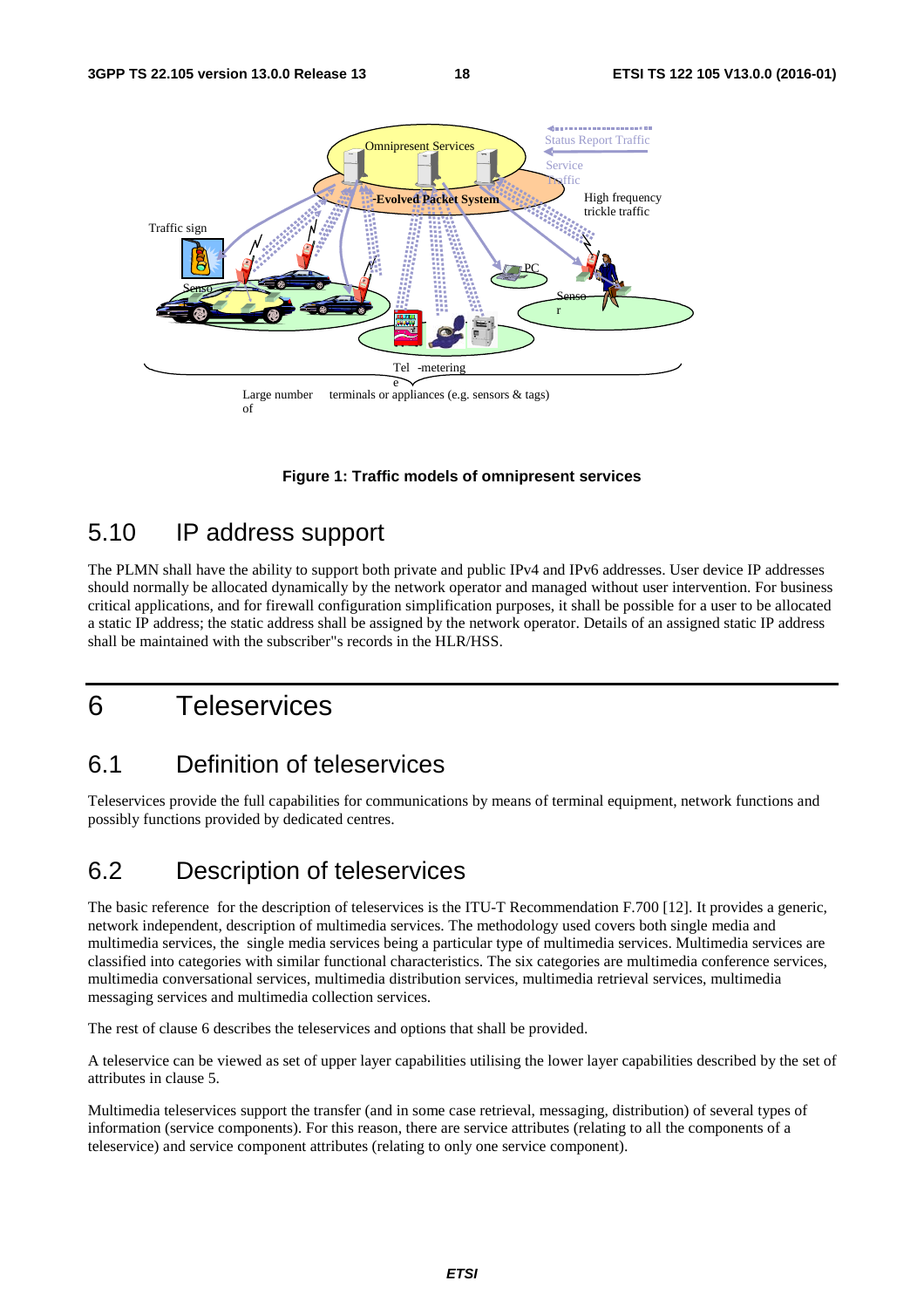Figure 1: Traffic models of omnipresent services

## 5.10 IP address support

The PLMN shall have the ability to support both private and public IPv4 and IPv6 addresses. User device IP addresses should normally be allocated dynamically by the network operator and managed without user intervention. For business critical applications, and for firewall configuration simplification purposes, it shall be possible for a user to be allocated a static IP address; the static address shall be assigned by the network operator. Details of an assigned static IP address shall be maintained with the subscriber"s records in the HLR/HSS.

# 6 Teleservices

## 6.1 Definition of teleservices

Teleservices provide the full capabilities for communications by means of terminal equipment, network functions and possibly functions provided by dedicated centres.

## 6.2 Description of teleservices

The basic reference for the description of teleservices is the ITU-T Recommendation F.700 [12]. It provides a generic, network independent, description of multimedia services. The methodology used covers both single media and multimedia services, the single media services being a particular type of multimedia services. Multimedia services are classified into categories with similar functional characteristics. The six categories are multimedia conference services, multimedia conversational services, multimedia distribution services, multimedia retrieval services, multimedia messaging services and multimedia collection services.

The rest of clause 6 describes the teleservices and options that shall be provided.

A teleservice can be viewed as set of upper layer capabilities utilising the lower layer capabilities described by the set of attributes in clause 5.

Multimedia teleservices support the transfer (and in some case retrieval, messaging, distribution) of several types of information (service components). For this reason, there are service attributes (relating to all the components of a teleservice) and service component attributes (relating to only one service component).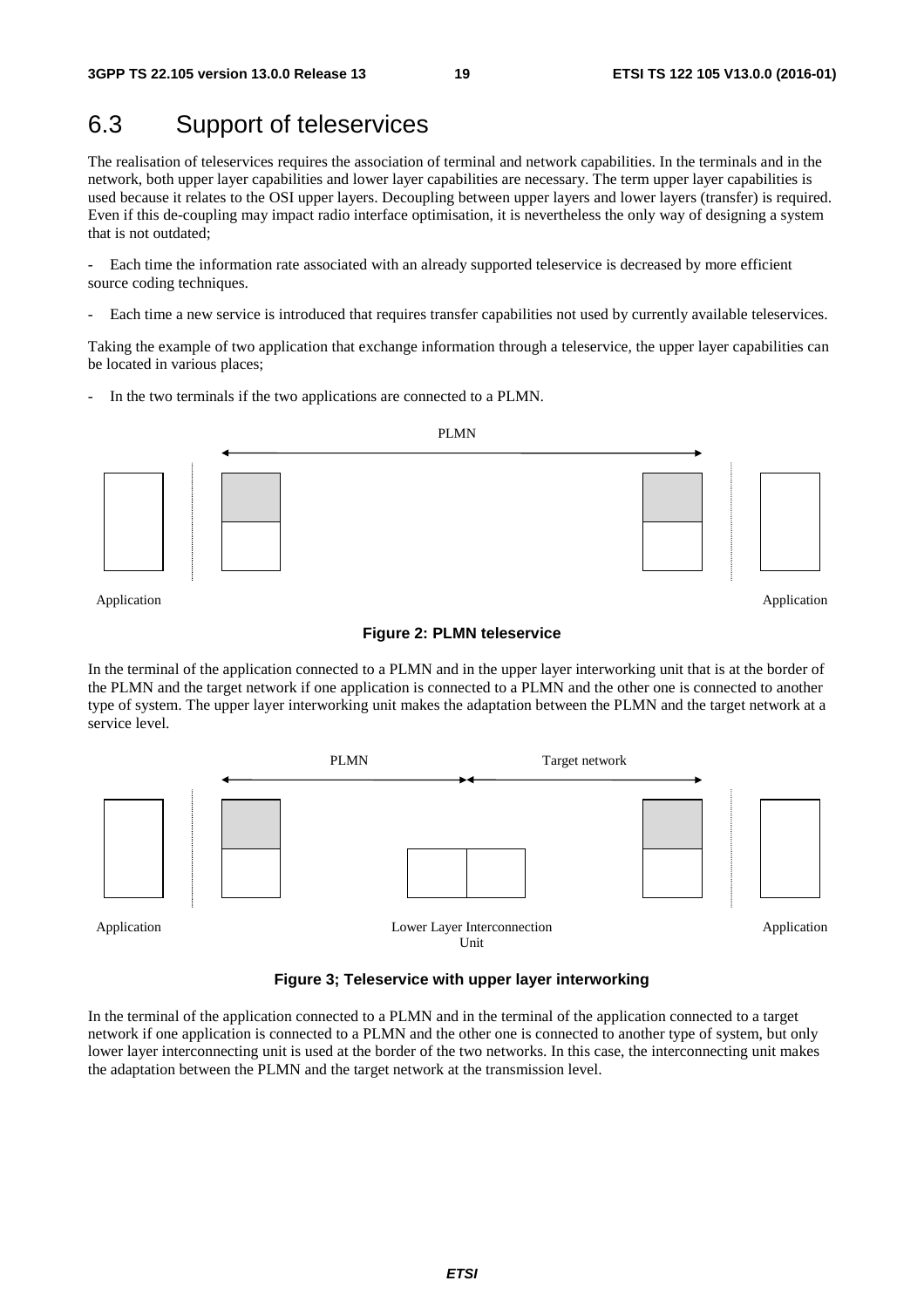## 6.3 Support of teleservices

The realisation of teleservices requires the association of terminal and network capabilities. In the terminals and in the network, both upper layer capabilities and lower layer capabilities are necessary. The term upper layer capabilities is used because it relates to the OSI upper layers. Decoupling between upper layers and lower layers (transfer) is required. Even if this de-coupling may impact radio interface optimisation, it is nevertheless the only way of designing a system that is not outdated;

- Each time the information rate associated with an already supported teleservice is decreased by more efficient source coding techniques.
- Each time a new service is introduced that requires transfer capabilities not used by currently available teleservices.

Taking the example of two application that exchange information through a teleservice, the upper layer capabilities can be located in various places;

- In the two terminals if the two applications are connected to a PLMN.

PLMN

Application　　　　Application

**Figure 2: PLMN teleservice**

In the terminal of the application connected to a PLMN and in the upper layer interworking unit that is at the border of the PLMN and the target network if one application is connected to a PLMN and the other one is connected to another type of system. The upper layer interworking unit makes the adaptation between the PLMN and the target network at a service level.

PLMN　　　　Target network

Application　　　　Lower Layer Interconnection Unit　　　　Application

**Figure 3; Teleservice with upper layer interworking**

In the terminal of the application connected to a PLMN and in the terminal of the application connected to a target network if one application is connected to a PLMN and the other one is connected to another type of system, but only lower layer interconnecting unit is used at the border of the two networks. In this case, the interconnecting unit makes the adaptation between the PLMN and the target network at the transmission level.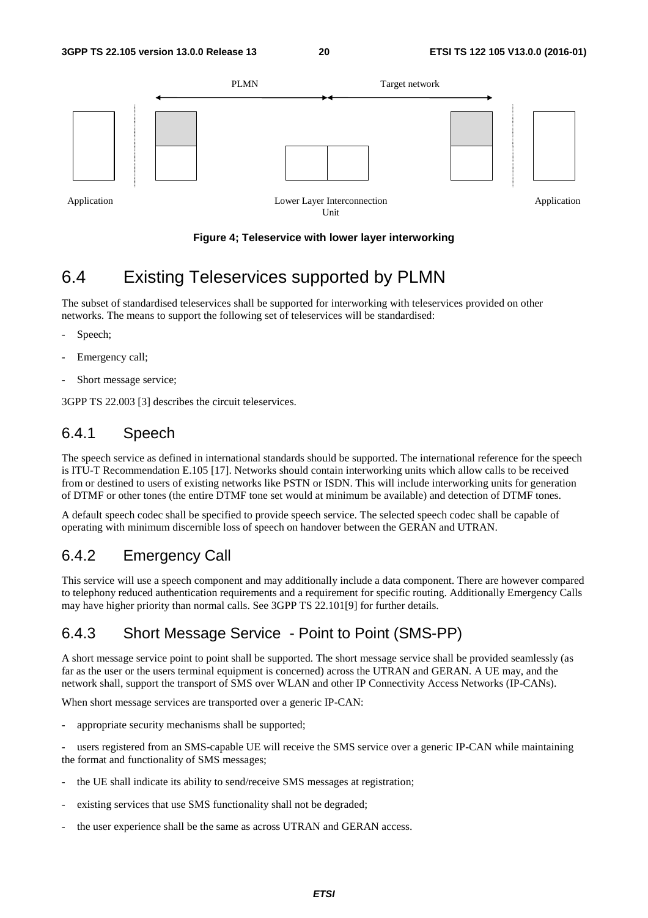PLMN Target network

Application Lower Layer Interconnection Unit Application

**Figure 4; Teleservice with lower layer interworking**

## 6.4 Existing Teleservices supported by PLMN

The subset of standardised teleservices shall be supported for interworking with teleservices provided on other networks. The means to support the following set of teleservices will be standardised:

- Speech;
- Emergency call;
- Short message service;

3GPP TS 22.003 [3] describes the circuit teleservices.

### 6.4.1 Speech

The speech service as defined in international standards should be supported. The international reference for the speech is ITU-T Recommendation E.105 [17]. Networks should contain interworking units which allow calls to be received from or destined to users of existing networks like PSTN or ISDN. This will include interworking units for generation of DTMF or other tones (the entire DTMF tone set would at minimum be available) and detection of DTMF tones.

A default speech codec shall be specified to provide speech service. The selected speech codec shall be capable of operating with minimum discernible loss of speech on handover between the GERAN and UTRAN.

### 6.4.2 Emergency Call

This service will use a speech component and may additionally include a data component. There are however compared to telephony reduced authentication requirements and a requirement for specific routing. Additionally Emergency Calls may have higher priority than normal calls. See 3GPP TS 22.101[9] for further details.

### 6.4.3 Short Message Service - Point to Point (SMS-PP)

A short message service point to point shall be supported. The short message service shall be provided seamlessly (as far as the user or the users terminal equipment is concerned) across the UTRAN and GERAN. A UE may, and the network shall, support the transport of SMS over WLAN and other IP Connectivity Access Networks (IP-CANs).

When short message services are transported over a generic IP-CAN:

- appropriate security mechanisms shall be supported;
- users registered from an SMS-capable UE will receive the SMS service over a generic IP-CAN while maintaining the format and functionality of SMS messages;
- the UE shall indicate its ability to send/receive SMS messages at registration;
- existing services that use SMS functionality shall not be degraded;
- the user experience shall be the same as across UTRAN and GERAN access.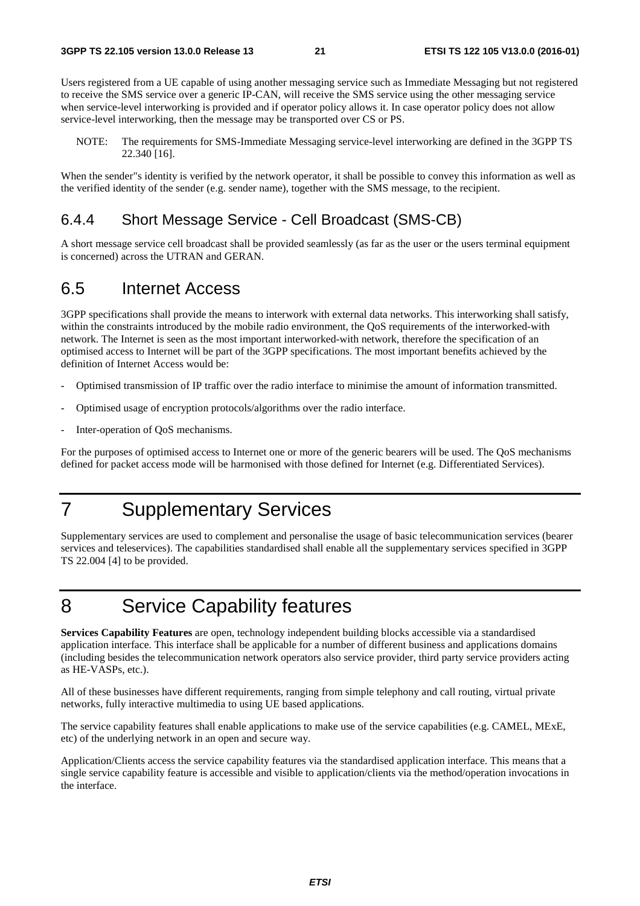Users registered from a UE capable of using another messaging service such as Immediate Messaging but not registered to receive the SMS service over a generic IP-CAN, will receive the SMS service using the other messaging service when service-level interworking is provided and if operator policy allows it. In case operator policy does not allow service-level interworking, then the message may be transported over CS or PS.

NOTE: The requirements for SMS-Immediate Messaging service-level interworking are defined in the 3GPP TS 22.340 [16].

When the sender"s identity is verified by the network operator, it shall be possible to convey this information as well as the verified identity of the sender (e.g. sender name), together with the SMS message, to the recipient.

### 6.4.4 Short Message Service - Cell Broadcast (SMS-CB)

A short message service cell broadcast shall be provided seamlessly (as far as the user or the users terminal equipment is concerned) across the UTRAN and GERAN.

## 6.5 Internet Access

3GPP specifications shall provide the means to interwork with external data networks. This interworking shall satisfy, within the constraints introduced by the mobile radio environment, the QoS requirements of the interworked-with network. The Internet is seen as the most important interworked-with network, therefore the specification of an optimised access to Internet will be part of the 3GPP specifications. The most important benefits achieved by the definition of Internet Access would be:

- Optimised transmission of IP traffic over the radio interface to minimise the amount of information transmitted.
- Optimised usage of encryption protocols/algorithms over the radio interface.
- Inter-operation of QoS mechanisms.

For the purposes of optimised access to Internet one or more of the generic bearers will be used. The QoS mechanisms defined for packet access mode will be harmonised with those defined for Internet (e.g. Differentiated Services).

# 7 Supplementary Services

Supplementary services are used to complement and personalise the usage of basic telecommunication services (bearer services and teleservices). The capabilities standardised shall enable all the supplementary services specified in 3GPP TS 22.004 [4] to be provided.

# 8 Service Capability features

**Services Capability Features** are open, technology independent building blocks accessible via a standardised application interface. This interface shall be applicable for a number of different business and applications domains (including besides the telecommunication network operators also service provider, third party service providers acting as HE-VASPs, etc.).

All of these businesses have different requirements, ranging from simple telephony and call routing, virtual private networks, fully interactive multimedia to using UE based applications.

The service capability features shall enable applications to make use of the service capabilities (e.g. CAMEL, MExE, etc) of the underlying network in an open and secure way.

Application/Clients access the service capability features via the standardised application interface. This means that a single service capability feature is accessible and visible to application/clients via the method/operation invocations in the interface.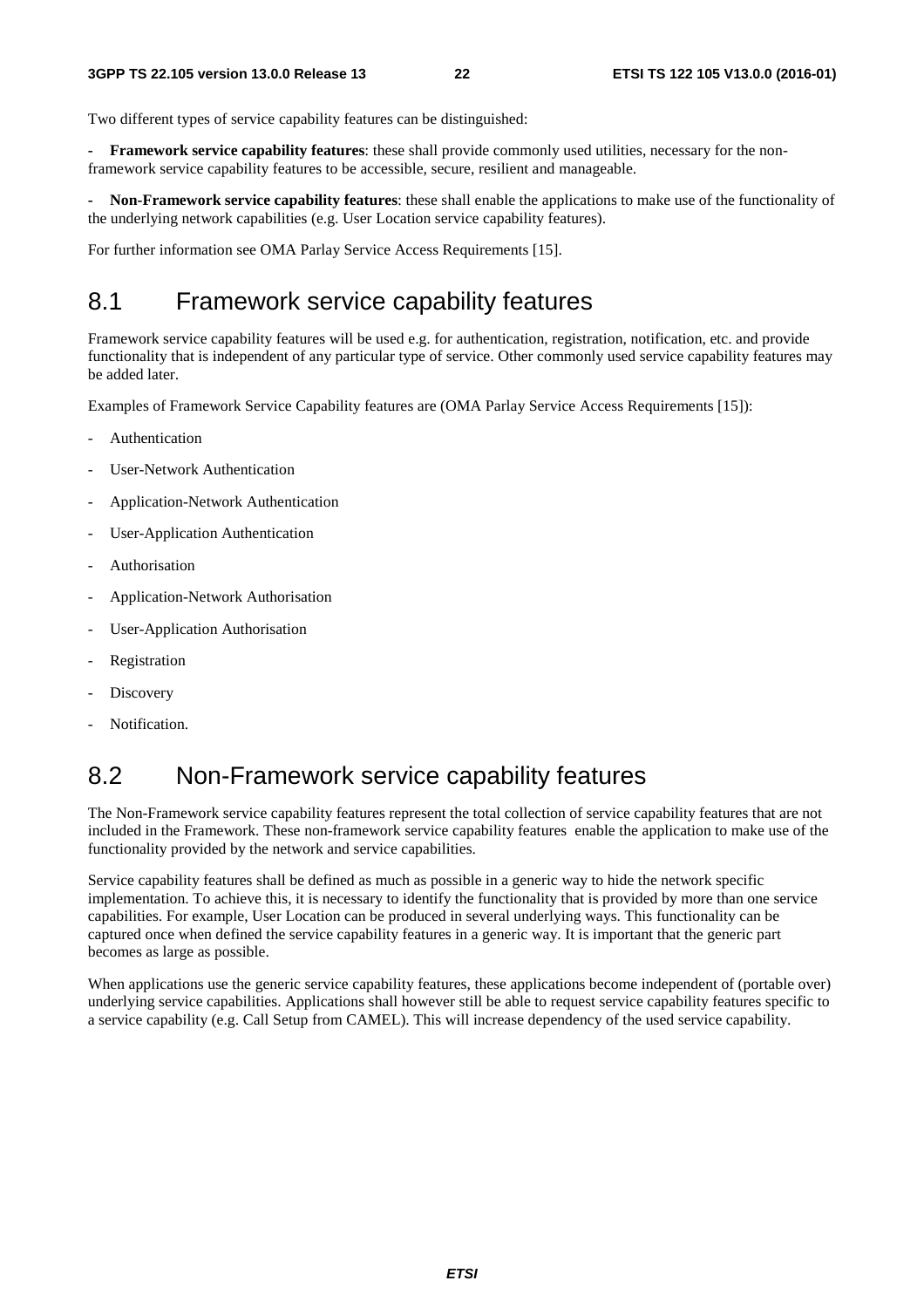Two different types of service capability features can be distinguished:

- **Framework service capability features**: these shall provide commonly used utilities, necessary for the non-framework service capability features to be accessible, secure, resilient and manageable.

- **Non-Framework service capability features**: these shall enable the applications to make use of the functionality of the underlying network capabilities (e.g. User Location service capability features).

For further information see OMA Parlay Service Access Requirements [15].

## 8.1 Framework service capability features

Framework service capability features will be used e.g. for authentication, registration, notification, etc. and provide functionality that is independent of any particular type of service. Other commonly used service capability features may be added later.

Examples of Framework Service Capability features are (OMA Parlay Service Access Requirements [15]):

- Authentication
- User-Network Authentication
- Application-Network Authentication
- User-Application Authentication
- Authorisation
- Application-Network Authorisation
- User-Application Authorisation
- Registration
- Discovery
- Notification.

## 8.2 Non-Framework service capability features

The Non-Framework service capability features represent the total collection of service capability features that are not included in the Framework. These non-framework service capability features enable the application to make use of the functionality provided by the network and service capabilities.

Service capability features shall be defined as much as possible in a generic way to hide the network specific implementation. To achieve this, it is necessary to identify the functionality that is provided by more than one service capabilities. For example, User Location can be produced in several underlying ways. This functionality can be captured once when defined the service capability features in a generic way. It is important that the generic part becomes as large as possible.

When applications use the generic service capability features, these applications become independent of (portable over) underlying service capabilities. Applications shall however still be able to request service capability features specific to a service capability (e.g. Call Setup from CAMEL). This will increase dependency of the used service capability.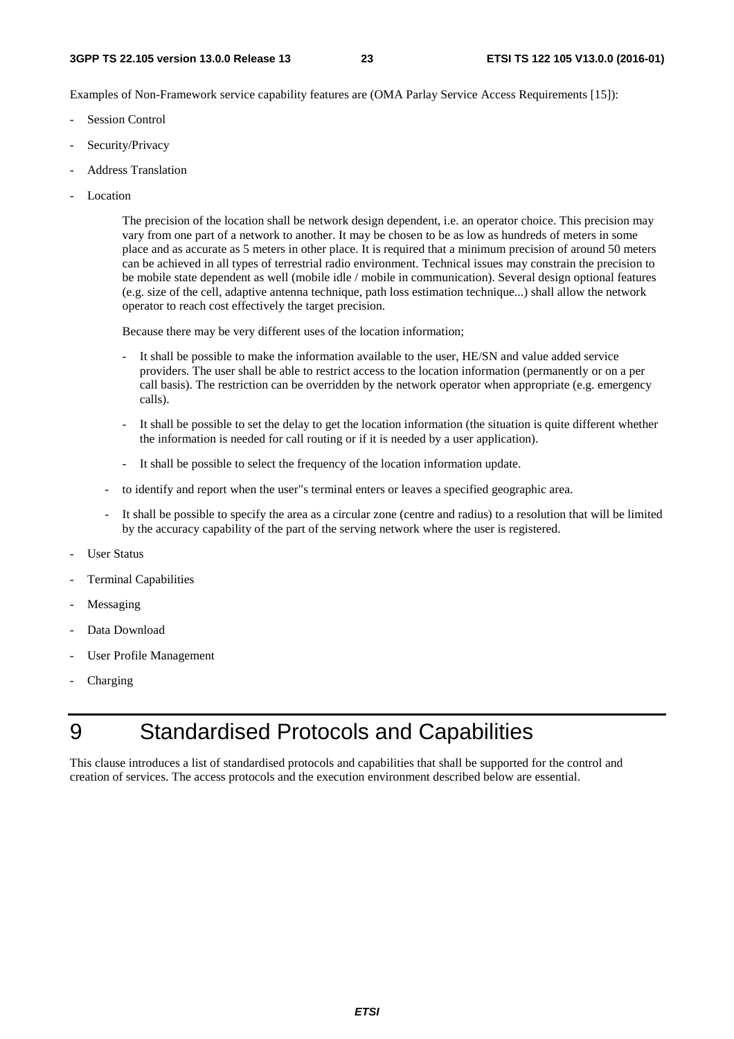Examples of Non-Framework service capability features are (OMA Parlay Service Access Requirements [15]):

- Session Control
- Security/Privacy
- Address Translation
- Location

  The precision of the location shall be network design dependent, i.e. an operator choice. This precision may vary from one part of a network to another. It may be chosen to be as low as hundreds of meters in some place and as accurate as 5 meters in other place. It is required that a minimum precision of around 50 meters can be achieved in all types of terrestrial radio environment. Technical issues may constrain the precision to be mobile state dependent as well (mobile idle / mobile in communication). Several design optional features (e.g. size of the cell, adaptive antenna technique, path loss estimation technique...) shall allow the network operator to reach cost effectively the target precision.

  Because there may be very different uses of the location information;

  - It shall be possible to make the information available to the user, HE/SN and value added service providers. The user shall be able to restrict access to the location information (permanently or on a per call basis). The restriction can be overridden by the network operator when appropriate (e.g. emergency calls).
  - It shall be possible to set the delay to get the location information (the situation is quite different whether the information is needed for call routing or if it is needed by a user application).
  - It shall be possible to select the frequency of the location information update.

  - to identify and report when the user"s terminal enters or leaves a specified geographic area.
  - It shall be possible to specify the area as a circular zone (centre and radius) to a resolution that will be limited by the accuracy capability of the part of the serving network where the user is registered.

- User Status
- Terminal Capabilities
- Messaging
- Data Download
- User Profile Management
- Charging

# 9 Standardised Protocols and Capabilities

This clause introduces a list of standardised protocols and capabilities that shall be supported for the control and creation of services. The access protocols and the execution environment described below are essential.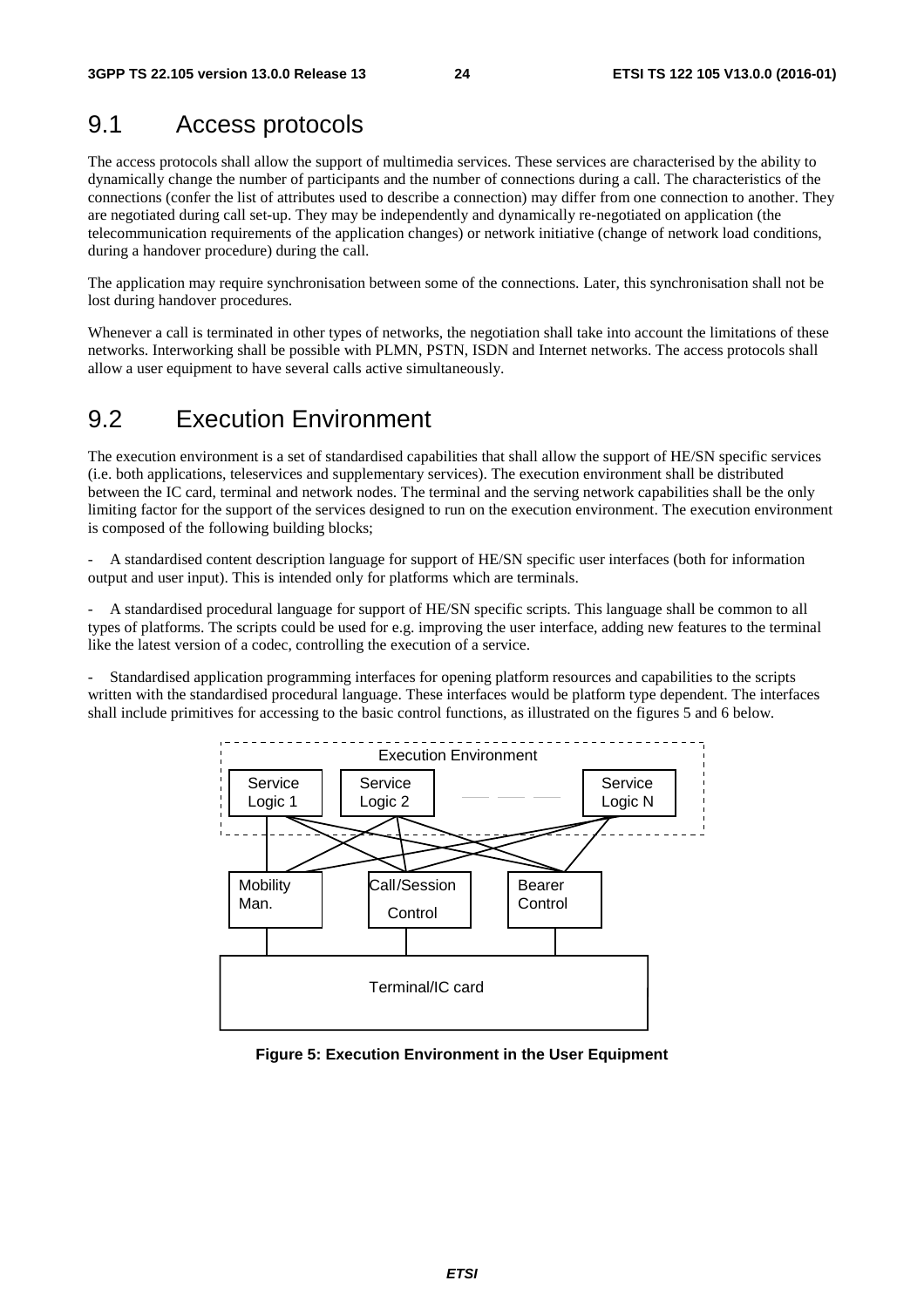## 9.1 Access protocols

The access protocols shall allow the support of multimedia services. These services are characterised by the ability to dynamically change the number of participants and the number of connections during a call. The characteristics of the connections (confer the list of attributes used to describe a connection) may differ from one connection to another. They are negotiated during call set-up. They may be independently and dynamically re-negotiated on application (the telecommunication requirements of the application changes) or network initiative (change of network load conditions, during a handover procedure) during the call.

The application may require synchronisation between some of the connections. Later, this synchronisation shall not be lost during handover procedures.

Whenever a call is terminated in other types of networks, the negotiation shall take into account the limitations of these networks. Interworking shall be possible with PLMN, PSTN, ISDN and Internet networks. The access protocols shall allow a user equipment to have several calls active simultaneously.

## 9.2 Execution Environment

The execution environment is a set of standardised capabilities that shall allow the support of HE/SN specific services (i.e. both applications, teleservices and supplementary services). The execution environment shall be distributed between the IC card, terminal and network nodes. The terminal and the serving network capabilities shall be the only limiting factor for the support of the services designed to run on the execution environment. The execution environment is composed of the following building blocks;

- A standardised content description language for support of HE/SN specific user interfaces (both for information output and user input). This is intended only for platforms which are terminals.

- A standardised procedural language for support of HE/SN specific scripts. This language shall be common to all types of platforms. The scripts could be used for e.g. improving the user interface, adding new features to the terminal like the latest version of a codec, controlling the execution of a service.

- Standardised application programming interfaces for opening platform resources and capabilities to the scripts written with the standardised procedural language. These interfaces would be platform type dependent. The interfaces shall include primitives for accessing to the basic control functions, as illustrated on the figures 5 and 6 below.

Execution Environment

Service Logic 1 | Service Logic 2 | Service Logic N

Mobility Man. | Call/Session Control | Bearer Control

Terminal/IC card

**Figure 5: Execution Environment in the User Equipment**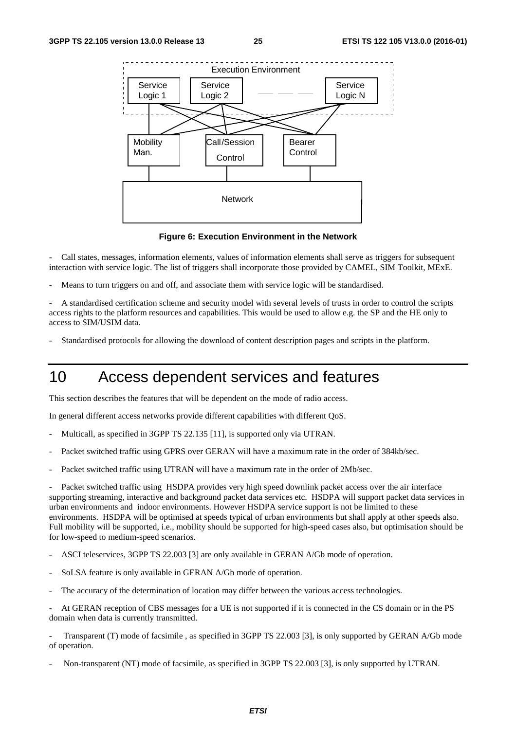**Figure 6: Execution Environment in the Network**

- Call states, messages, information elements, values of information elements shall serve as triggers for subsequent interaction with service logic. The list of triggers shall incorporate those provided by CAMEL, SIM Toolkit, MExE.

- Means to turn triggers on and off, and associate them with service logic will be standardised.

- A standardised certification scheme and security model with several levels of trusts in order to control the scripts access rights to the platform resources and capabilities. This would be used to allow e.g. the SP and the HE only to access to SIM/USIM data.

- Standardised protocols for allowing the download of content description pages and scripts in the platform.

# 10 Access dependent services and features

This section describes the features that will be dependent on the mode of radio access.

In general different access networks provide different capabilities with different QoS.

- Multicall, as specified in 3GPP TS 22.135 [11], is supported only via UTRAN.

- Packet switched traffic using GPRS over GERAN will have a maximum rate in the order of 384kb/sec.

- Packet switched traffic using UTRAN will have a maximum rate in the order of 2Mb/sec.

- Packet switched traffic using HSDPA provides very high speed downlink packet access over the air interface supporting streaming, interactive and background packet data services etc. HSDPA will support packet data services in urban environments and indoor environments. However HSDPA service support is not be limited to these environments. HSDPA will be optimised at speeds typical of urban environments but shall apply at other speeds also. Full mobility will be supported, i.e., mobility should be supported for high-speed cases also, but optimisation should be for low-speed to medium-speed scenarios.

- ASCI teleservices, 3GPP TS 22.003 [3] are only available in GERAN A/Gb mode of operation.

- SoLSA feature is only available in GERAN A/Gb mode of operation.

- The accuracy of the determination of location may differ between the various access technologies.

- At GERAN reception of CBS messages for a UE is not supported if it is connected in the CS domain or in the PS domain when data is currently transmitted.

- Transparent (T) mode of facsimile , as specified in 3GPP TS 22.003 [3], is only supported by GERAN A/Gb mode of operation.

- Non-transparent (NT) mode of facsimile, as specified in 3GPP TS 22.003 [3], is only supported by UTRAN.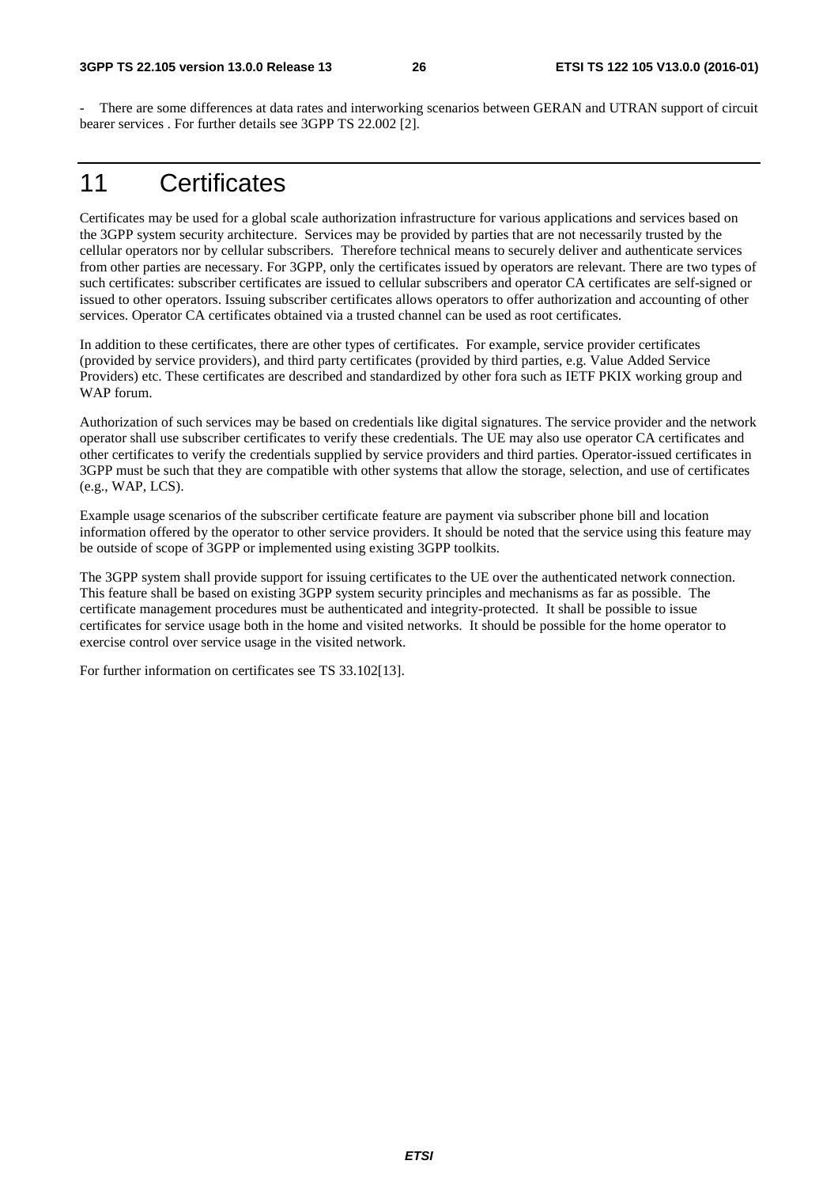- There are some differences at data rates and interworking scenarios between GERAN and UTRAN support of circuit bearer services . For further details see 3GPP TS 22.002 [2].

# 11 Certificates

Certificates may be used for a global scale authorization infrastructure for various applications and services based on the 3GPP system security architecture. Services may be provided by parties that are not necessarily trusted by the cellular operators nor by cellular subscribers. Therefore technical means to securely deliver and authenticate services from other parties are necessary. For 3GPP, only the certificates issued by operators are relevant. There are two types of such certificates: subscriber certificates are issued to cellular subscribers and operator CA certificates are self-signed or issued to other operators. Issuing subscriber certificates allows operators to offer authorization and accounting of other services. Operator CA certificates obtained via a trusted channel can be used as root certificates.

In addition to these certificates, there are other types of certificates. For example, service provider certificates (provided by service providers), and third party certificates (provided by third parties, e.g. Value Added Service Providers) etc. These certificates are described and standardized by other fora such as IETF PKIX working group and WAP forum.

Authorization of such services may be based on credentials like digital signatures. The service provider and the network operator shall use subscriber certificates to verify these credentials. The UE may also use operator CA certificates and other certificates to verify the credentials supplied by service providers and third parties. Operator-issued certificates in 3GPP must be such that they are compatible with other systems that allow the storage, selection, and use of certificates (e.g., WAP, LCS).

Example usage scenarios of the subscriber certificate feature are payment via subscriber phone bill and location information offered by the operator to other service providers. It should be noted that the service using this feature may be outside of scope of 3GPP or implemented using existing 3GPP toolkits.

The 3GPP system shall provide support for issuing certificates to the UE over the authenticated network connection. This feature shall be based on existing 3GPP system security principles and mechanisms as far as possible. The certificate management procedures must be authenticated and integrity-protected. It shall be possible to issue certificates for service usage both in the home and visited networks. It should be possible for the home operator to exercise control over service usage in the visited network.

For further information on certificates see TS 33.102[13].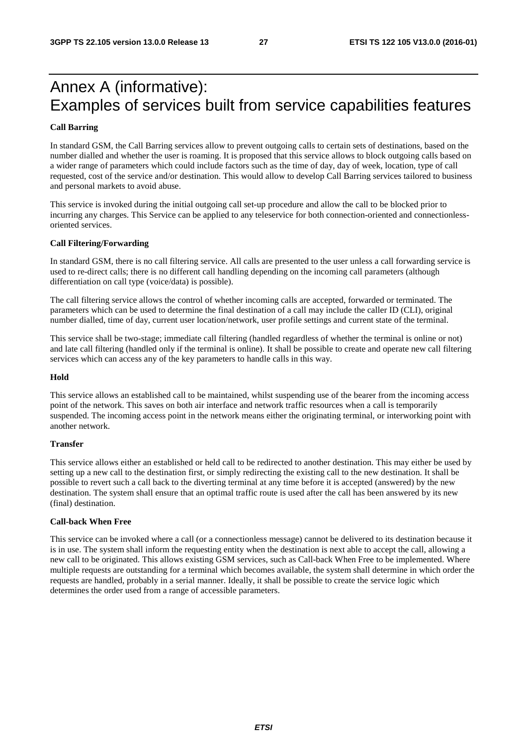# Annex A (informative): Examples of services built from service capabilities features

**Call Barring**

In standard GSM, the Call Barring services allow to prevent outgoing calls to certain sets of destinations, based on the number dialled and whether the user is roaming. It is proposed that this service allows to block outgoing calls based on a wider range of parameters which could include factors such as the time of day, day of week, location, type of call requested, cost of the service and/or destination. This would allow to develop Call Barring services tailored to business and personal markets to avoid abuse.

This service is invoked during the initial outgoing call set-up procedure and allow the call to be blocked prior to incurring any charges. This Service can be applied to any teleservice for both connection-oriented and connectionless-oriented services.

**Call Filtering/Forwarding**

In standard GSM, there is no call filtering service. All calls are presented to the user unless a call forwarding service is used to re-direct calls; there is no different call handling depending on the incoming call parameters (although differentiation on call type (voice/data) is possible).

The call filtering service allows the control of whether incoming calls are accepted, forwarded or terminated. The parameters which can be used to determine the final destination of a call may include the caller ID (CLI), original number dialled, time of day, current user location/network, user profile settings and current state of the terminal.

This service shall be two-stage; immediate call filtering (handled regardless of whether the terminal is online or not) and late call filtering (handled only if the terminal is online). It shall be possible to create and operate new call filtering services which can access any of the key parameters to handle calls in this way.

**Hold**

This service allows an established call to be maintained, whilst suspending use of the bearer from the incoming access point of the network. This saves on both air interface and network traffic resources when a call is temporarily suspended. The incoming access point in the network means either the originating terminal, or interworking point with another network.

**Transfer**

This service allows either an established or held call to be redirected to another destination. This may either be used by setting up a new call to the destination first, or simply redirecting the existing call to the new destination. It shall be possible to revert such a call back to the diverting terminal at any time before it is accepted (answered) by the new destination. The system shall ensure that an optimal traffic route is used after the call has been answered by its new (final) destination.

**Call-back When Free**

This service can be invoked where a call (or a connectionless message) cannot be delivered to its destination because it is in use. The system shall inform the requesting entity when the destination is next able to accept the call, allowing a new call to be originated. This allows existing GSM services, such as Call-back When Free to be implemented. Where multiple requests are outstanding for a terminal which becomes available, the system shall determine in which order the requests are handled, probably in a serial manner. Ideally, it shall be possible to create the service logic which determines the order used from a range of accessible parameters.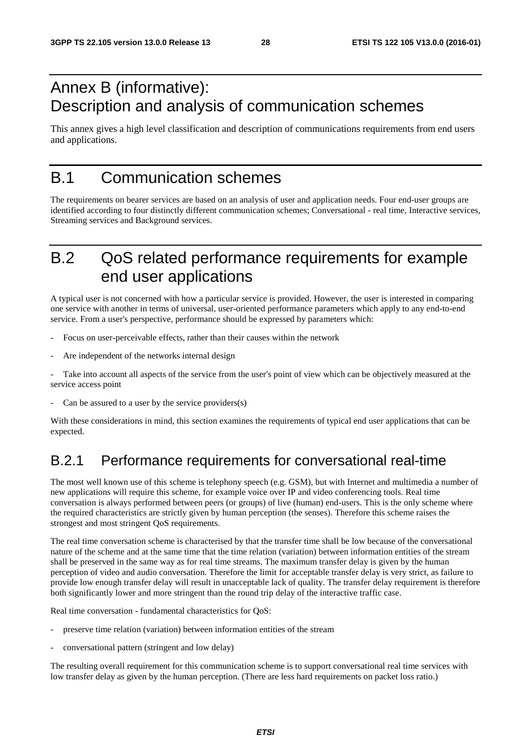# Annex B (informative): Description and analysis of communication schemes

This annex gives a high level classification and description of communications requirements from end users and applications.

# B.1 Communication schemes

The requirements on bearer services are based on an analysis of user and application needs. Four end-user groups are identified according to four distinctly different communication schemes; Conversational - real time, Interactive services, Streaming services and Background services.

# B.2 QoS related performance requirements for example end user applications

A typical user is not concerned with how a particular service is provided. However, the user is interested in comparing one service with another in terms of universal, user-oriented performance parameters which apply to any end-to-end service. From a user's perspective, performance should be expressed by parameters which:

- Focus on user-perceivable effects, rather than their causes within the network
- Are independent of the networks internal design
- Take into account all aspects of the service from the user's point of view which can be objectively measured at the service access point
- Can be assured to a user by the service providers(s)

With these considerations in mind, this section examines the requirements of typical end user applications that can be expected.

## B.2.1 Performance requirements for conversational real-time

The most well known use of this scheme is telephony speech (e.g. GSM), but with Internet and multimedia a number of new applications will require this scheme, for example voice over IP and video conferencing tools. Real time conversation is always performed between peers (or groups) of live (human) end-users. This is the only scheme where the required characteristics are strictly given by human perception (the senses). Therefore this scheme raises the strongest and most stringent QoS requirements.

The real time conversation scheme is characterised by that the transfer time shall be low because of the conversational nature of the scheme and at the same time that the time relation (variation) between information entities of the stream shall be preserved in the same way as for real time streams. The maximum transfer delay is given by the human perception of video and audio conversation. Therefore the limit for acceptable transfer delay is very strict, as failure to provide low enough transfer delay will result in unacceptable lack of quality. The transfer delay requirement is therefore both significantly lower and more stringent than the round trip delay of the interactive traffic case.

Real time conversation - fundamental characteristics for QoS:

- preserve time relation (variation) between information entities of the stream
- conversational pattern (stringent and low delay)

The resulting overall requirement for this communication scheme is to support conversational real time services with low transfer delay as given by the human perception. (There are less hard requirements on packet loss ratio.)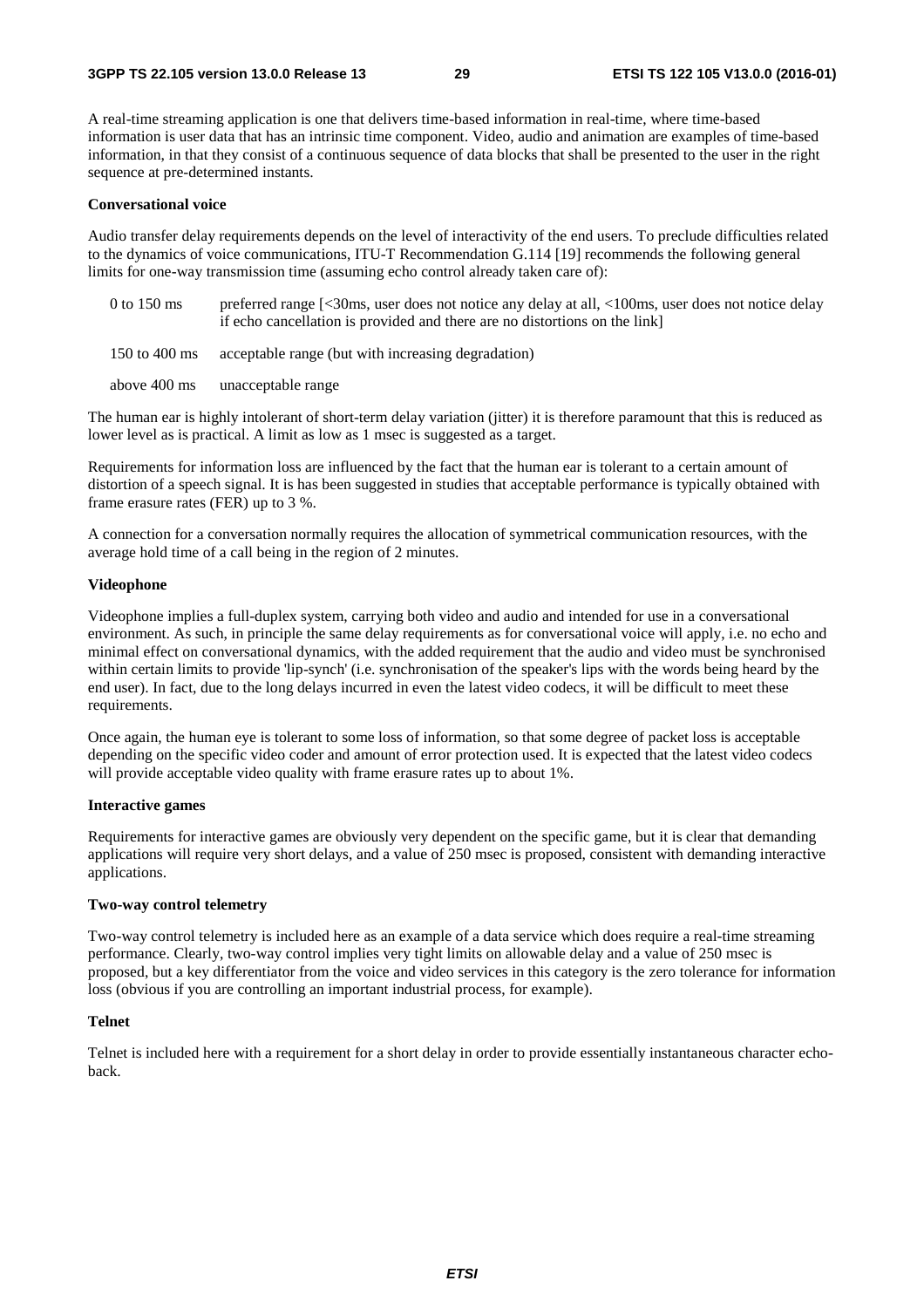A real-time streaming application is one that delivers time-based information in real-time, where time-based information is user data that has an intrinsic time component. Video, audio and animation are examples of time-based information, in that they consist of a continuous sequence of data blocks that shall be presented to the user in the right sequence at pre-determined instants.

**Conversational voice**

Audio transfer delay requirements depends on the level of interactivity of the end users. To preclude difficulties related to the dynamics of voice communications, ITU-T Recommendation G.114 [19] recommends the following general limits for one-way transmission time (assuming echo control already taken care of):

| | |
|---|---|
| 0 to 150 ms | preferred range [<30ms, user does not notice any delay at all, <100ms, user does not notice delay if echo cancellation is provided and there are no distortions on the link] |
| 150 to 400 ms | acceptable range (but with increasing degradation) |
| above 400 ms | unacceptable range |

The human ear is highly intolerant of short-term delay variation (jitter) it is therefore paramount that this is reduced as lower level as is practical. A limit as low as 1 msec is suggested as a target.

Requirements for information loss are influenced by the fact that the human ear is tolerant to a certain amount of distortion of a speech signal. It is has been suggested in studies that acceptable performance is typically obtained with frame erasure rates (FER) up to 3 %.

A connection for a conversation normally requires the allocation of symmetrical communication resources, with the average hold time of a call being in the region of 2 minutes.

**Videophone**

Videophone implies a full-duplex system, carrying both video and audio and intended for use in a conversational environment. As such, in principle the same delay requirements as for conversational voice will apply, i.e. no echo and minimal effect on conversational dynamics, with the added requirement that the audio and video must be synchronised within certain limits to provide 'lip-synch' (i.e. synchronisation of the speaker's lips with the words being heard by the end user). In fact, due to the long delays incurred in even the latest video codecs, it will be difficult to meet these requirements.

Once again, the human eye is tolerant to some loss of information, so that some degree of packet loss is acceptable depending on the specific video coder and amount of error protection used. It is expected that the latest video codecs will provide acceptable video quality with frame erasure rates up to about 1%.

**Interactive games**

Requirements for interactive games are obviously very dependent on the specific game, but it is clear that demanding applications will require very short delays, and a value of 250 msec is proposed, consistent with demanding interactive applications.

**Two-way control telemetry**

Two-way control telemetry is included here as an example of a data service which does require a real-time streaming performance. Clearly, two-way control implies very tight limits on allowable delay and a value of 250 msec is proposed, but a key differentiator from the voice and video services in this category is the zero tolerance for information loss (obvious if you are controlling an important industrial process, for example).

**Telnet**

Telnet is included here with a requirement for a short delay in order to provide essentially instantaneous character echo-back.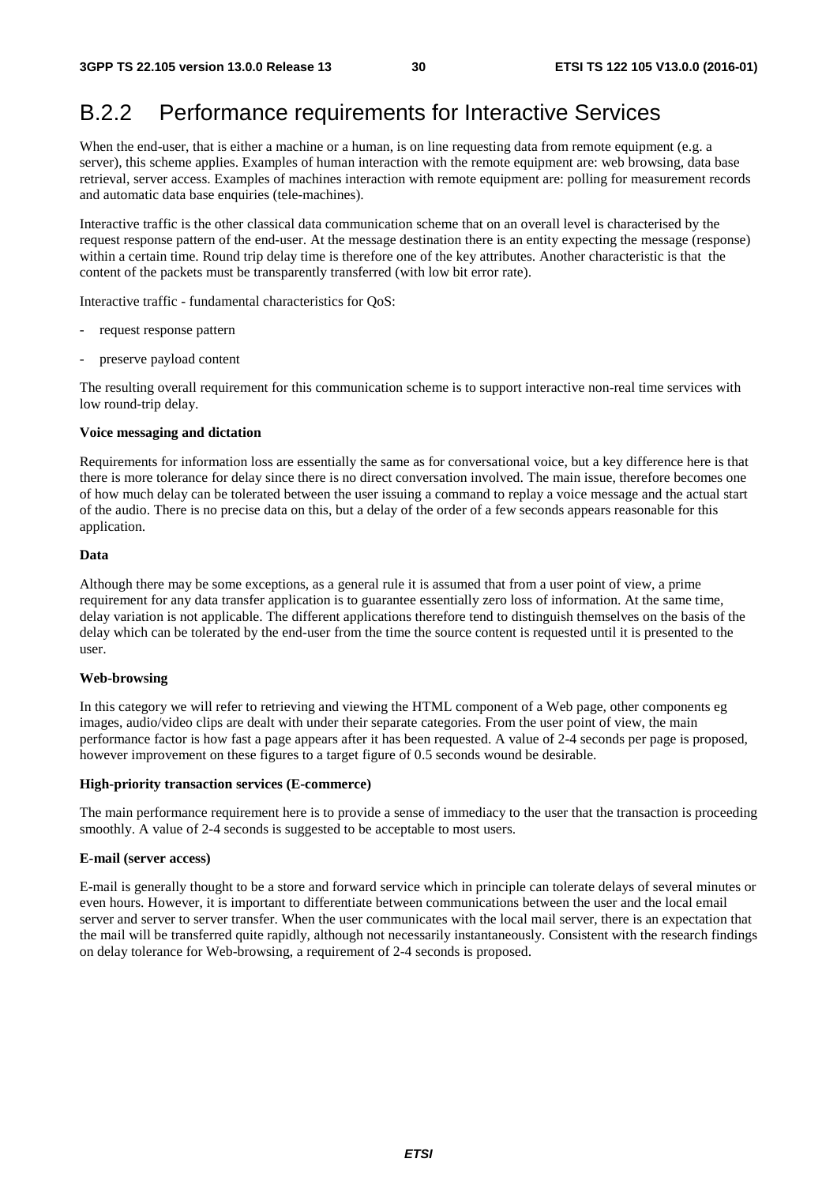# B.2.2 Performance requirements for Interactive Services

When the end-user, that is either a machine or a human, is on line requesting data from remote equipment (e.g. a server), this scheme applies. Examples of human interaction with the remote equipment are: web browsing, data base retrieval, server access. Examples of machines interaction with remote equipment are: polling for measurement records and automatic data base enquiries (tele-machines).

Interactive traffic is the other classical data communication scheme that on an overall level is characterised by the request response pattern of the end-user. At the message destination there is an entity expecting the message (response) within a certain time. Round trip delay time is therefore one of the key attributes. Another characteristic is that the content of the packets must be transparently transferred (with low bit error rate).

Interactive traffic - fundamental characteristics for QoS:

- request response pattern
- preserve payload content

The resulting overall requirement for this communication scheme is to support interactive non-real time services with low round-trip delay.

**Voice messaging and dictation**

Requirements for information loss are essentially the same as for conversational voice, but a key difference here is that there is more tolerance for delay since there is no direct conversation involved. The main issue, therefore becomes one of how much delay can be tolerated between the user issuing a command to replay a voice message and the actual start of the audio. There is no precise data on this, but a delay of the order of a few seconds appears reasonable for this application.

**Data**

Although there may be some exceptions, as a general rule it is assumed that from a user point of view, a prime requirement for any data transfer application is to guarantee essentially zero loss of information. At the same time, delay variation is not applicable. The different applications therefore tend to distinguish themselves on the basis of the delay which can be tolerated by the end-user from the time the source content is requested until it is presented to the user.

**Web-browsing**

In this category we will refer to retrieving and viewing the HTML component of a Web page, other components eg images, audio/video clips are dealt with under their separate categories. From the user point of view, the main performance factor is how fast a page appears after it has been requested. A value of 2-4 seconds per page is proposed, however improvement on these figures to a target figure of 0.5 seconds wound be desirable.

**High-priority transaction services (E-commerce)**

The main performance requirement here is to provide a sense of immediacy to the user that the transaction is proceeding smoothly. A value of 2-4 seconds is suggested to be acceptable to most users.

**E-mail (server access)**

E-mail is generally thought to be a store and forward service which in principle can tolerate delays of several minutes or even hours. However, it is important to differentiate between communications between the user and the local email server and server to server transfer. When the user communicates with the local mail server, there is an expectation that the mail will be transferred quite rapidly, although not necessarily instantaneously. Consistent with the research findings on delay tolerance for Web-browsing, a requirement of 2-4 seconds is proposed.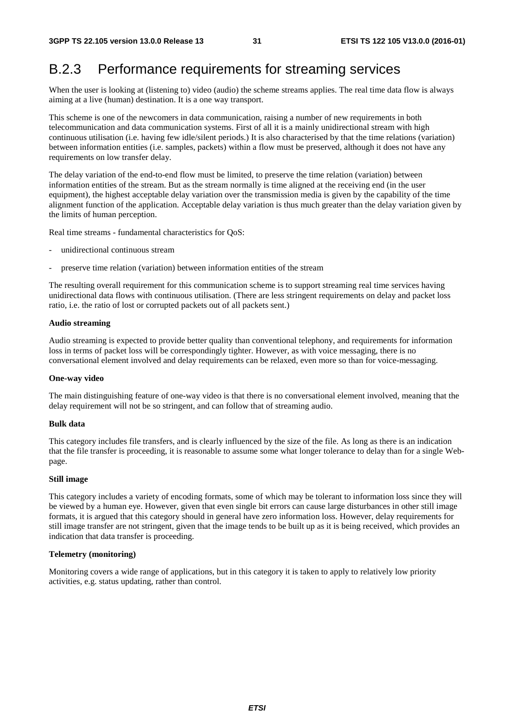## B.2.3 Performance requirements for streaming services

When the user is looking at (listening to) video (audio) the scheme streams applies. The real time data flow is always aiming at a live (human) destination. It is a one way transport.

This scheme is one of the newcomers in data communication, raising a number of new requirements in both telecommunication and data communication systems. First of all it is a mainly unidirectional stream with high continuous utilisation (i.e. having few idle/silent periods.) It is also characterised by that the time relations (variation) between information entities (i.e. samples, packets) within a flow must be preserved, although it does not have any requirements on low transfer delay.

The delay variation of the end-to-end flow must be limited, to preserve the time relation (variation) between information entities of the stream. But as the stream normally is time aligned at the receiving end (in the user equipment), the highest acceptable delay variation over the transmission media is given by the capability of the time alignment function of the application. Acceptable delay variation is thus much greater than the delay variation given by the limits of human perception.

Real time streams - fundamental characteristics for QoS:

- unidirectional continuous stream
- preserve time relation (variation) between information entities of the stream

The resulting overall requirement for this communication scheme is to support streaming real time services having unidirectional data flows with continuous utilisation. (There are less stringent requirements on delay and packet loss ratio, i.e. the ratio of lost or corrupted packets out of all packets sent.)

**Audio streaming**

Audio streaming is expected to provide better quality than conventional telephony, and requirements for information loss in terms of packet loss will be correspondingly tighter. However, as with voice messaging, there is no conversational element involved and delay requirements can be relaxed, even more so than for voice-messaging.

**One-way video**

The main distinguishing feature of one-way video is that there is no conversational element involved, meaning that the delay requirement will not be so stringent, and can follow that of streaming audio.

**Bulk data**

This category includes file transfers, and is clearly influenced by the size of the file. As long as there is an indication that the file transfer is proceeding, it is reasonable to assume some what longer tolerance to delay than for a single Web-page.

**Still image**

This category includes a variety of encoding formats, some of which may be tolerant to information loss since they will be viewed by a human eye. However, given that even single bit errors can cause large disturbances in other still image formats, it is argued that this category should in general have zero information loss. However, delay requirements for still image transfer are not stringent, given that the image tends to be built up as it is being received, which provides an indication that data transfer is proceeding.

**Telemetry (monitoring)**

Monitoring covers a wide range of applications, but in this category it is taken to apply to relatively low priority activities, e.g. status updating, rather than control.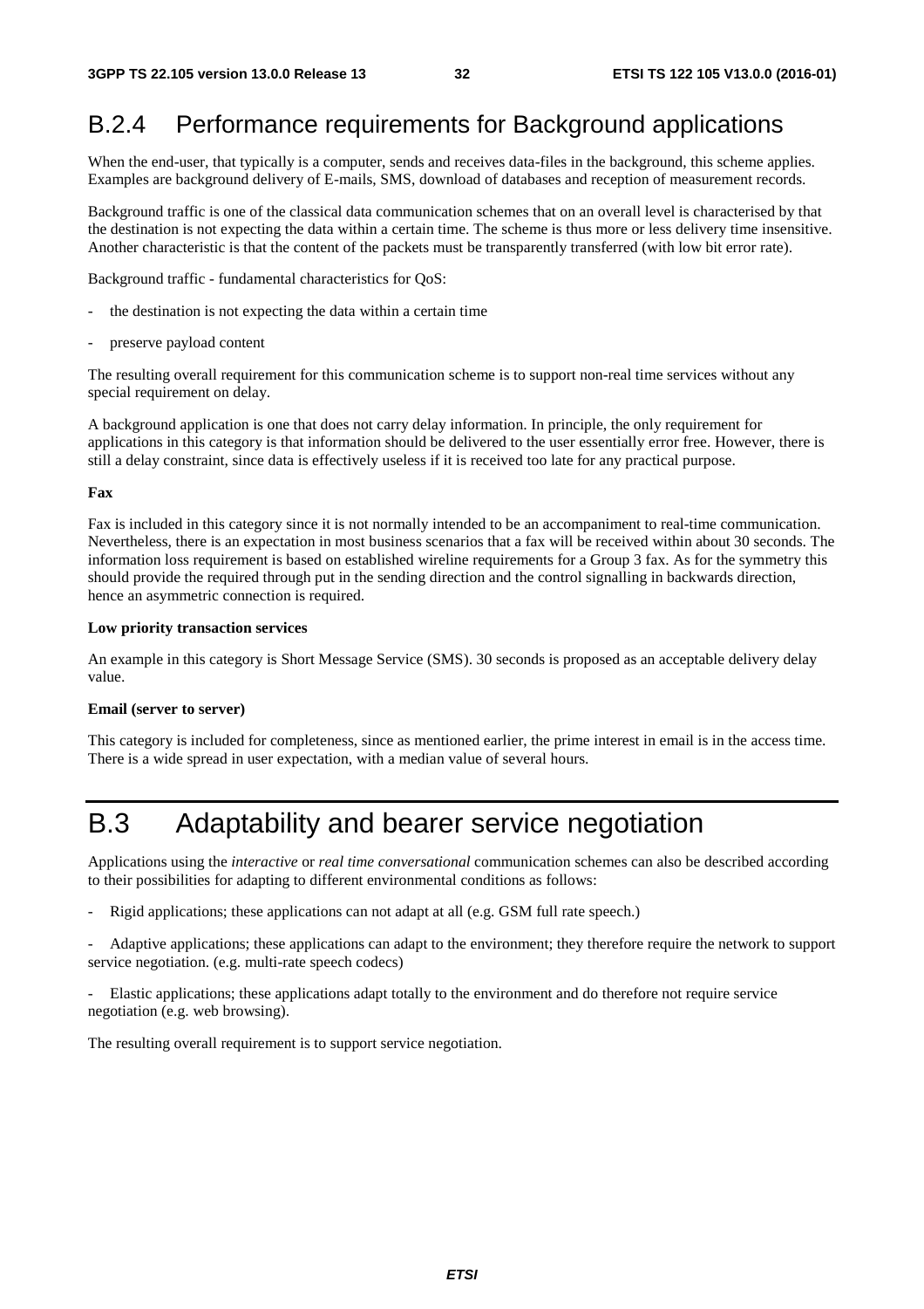### B.2.4 Performance requirements for Background applications

When the end-user, that typically is a computer, sends and receives data-files in the background, this scheme applies. Examples are background delivery of E-mails, SMS, download of databases and reception of measurement records.

Background traffic is one of the classical data communication schemes that on an overall level is characterised by that the destination is not expecting the data within a certain time. The scheme is thus more or less delivery time insensitive. Another characteristic is that the content of the packets must be transparently transferred (with low bit error rate).

Background traffic - fundamental characteristics for QoS:

- the destination is not expecting the data within a certain time
- preserve payload content

The resulting overall requirement for this communication scheme is to support non-real time services without any special requirement on delay.

A background application is one that does not carry delay information. In principle, the only requirement for applications in this category is that information should be delivered to the user essentially error free. However, there is still a delay constraint, since data is effectively useless if it is received too late for any practical purpose.

**Fax**

Fax is included in this category since it is not normally intended to be an accompaniment to real-time communication. Nevertheless, there is an expectation in most business scenarios that a fax will be received within about 30 seconds. The information loss requirement is based on established wireline requirements for a Group 3 fax. As for the symmetry this should provide the required through put in the sending direction and the control signalling in backwards direction, hence an asymmetric connection is required.

**Low priority transaction services**

An example in this category is Short Message Service (SMS). 30 seconds is proposed as an acceptable delivery delay value.

**Email (server to server)**

This category is included for completeness, since as mentioned earlier, the prime interest in email is in the access time. There is a wide spread in user expectation, with a median value of several hours.

## B.3 Adaptability and bearer service negotiation

Applications using the *interactive* or *real time conversational* communication schemes can also be described according to their possibilities for adapting to different environmental conditions as follows:

- Rigid applications; these applications can not adapt at all (e.g. GSM full rate speech.)
- Adaptive applications; these applications can adapt to the environment; they therefore require the network to support service negotiation. (e.g. multi-rate speech codecs)
- Elastic applications; these applications adapt totally to the environment and do therefore not require service negotiation (e.g. web browsing).

The resulting overall requirement is to support service negotiation.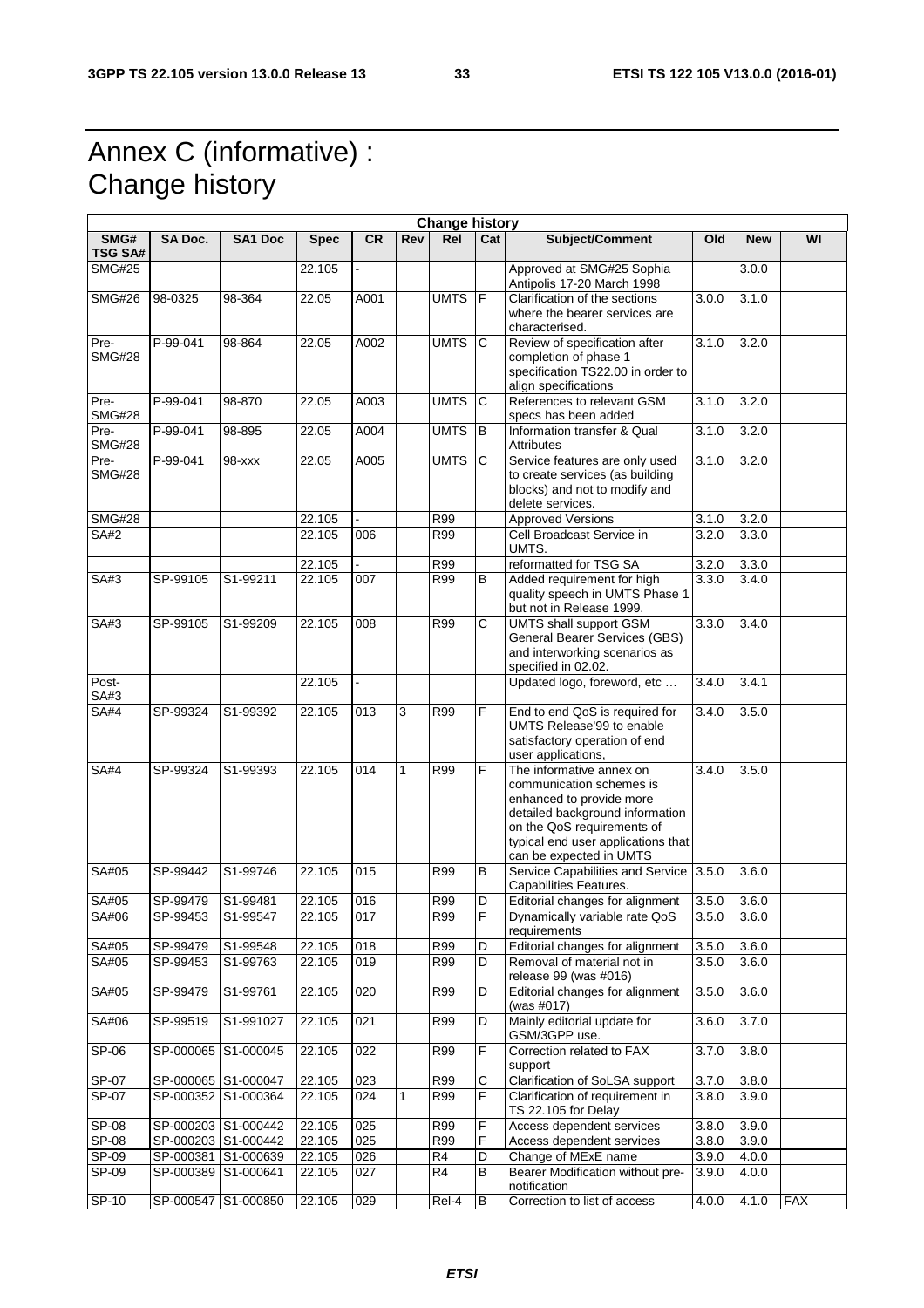# Annex C (informative) : Change history

| Change history | | | | | | | | | | | |
|---|---|---|---|---|---|---|---|---|---|---|---|
| SMG# TSG SA# | SA Doc. | SA1 Doc | Spec | CR | Rev | Rel | Cat | Subject/Comment | Old | New | WI |
| SMG#25 | | | 22.105 | - | | | | Approved at SMG#25 Sophia Antipolis 17-20 March 1998 | | 3.0.0 | |
| SMG#26 | 98-0325 | 98-364 | 22.05 | A001 | | UMTS | F | Clarification of the sections where the bearer services are characterised. | 3.0.0 | 3.1.0 | |
| Pre-SMG#28 | P-99-041 | 98-864 | 22.05 | A002 | | UMTS | C | Review of specification after completion of phase 1 specification TS22.00 in order to align specifications | 3.1.0 | 3.2.0 | |
| Pre-SMG#28 | P-99-041 | 98-870 | 22.05 | A003 | | UMTS | C | References to relevant GSM specs has been added | 3.1.0 | 3.2.0 | |
| Pre-SMG#28 | P-99-041 | 98-895 | 22.05 | A004 | | UMTS | B | Information transfer & Qual Attributes | 3.1.0 | 3.2.0 | |
| Pre-SMG#28 | P-99-041 | 98-xxx | 22.05 | A005 | | UMTS | C | Service features are only used to create services (as building blocks) and not to modify and delete services. | 3.1.0 | 3.2.0 | |
| SMG#28 | | | 22.105 | - | | R99 | | Approved Versions | 3.1.0 | 3.2.0 | |
| SA#2 | | | 22.105 | 006 | | R99 | | Cell Broadcast Service in UMTS. | 3.2.0 | 3.3.0 | |
| | | | 22.105 | - | | R99 | | reformatted for TSG SA | 3.2.0 | 3.3.0 | |
| SA#3 | SP-99105 | S1-99211 | 22.105 | 007 | | R99 | B | Added requirement for high quality speech in UMTS Phase 1 but not in Release 1999. | 3.3.0 | 3.4.0 | |
| SA#3 | SP-99105 | S1-99209 | 22.105 | 008 | | R99 | C | UMTS shall support GSM General Bearer Services (GBS) and interworking scenarios as specified in 02.02. | 3.3.0 | 3.4.0 | |
| Post-SA#3 | | | 22.105 | - | | | | Updated logo, foreword, etc … | 3.4.0 | 3.4.1 | |
| SA#4 | SP-99324 | S1-99392 | 22.105 | 013 | 3 | R99 | F | End to end QoS is required for UMTS Release'99 to enable satisfactory operation of end user applications, | 3.4.0 | 3.5.0 | |
| SA#4 | SP-99324 | S1-99393 | 22.105 | 014 | 1 | R99 | F | The informative annex on communication schemes is enhanced to provide more detailed background information on the QoS requirements of typical end user applications that can be expected in UMTS | 3.4.0 | 3.5.0 | |
| SA#05 | SP-99442 | S1-99746 | 22.105 | 015 | | R99 | B | Service Capabilities and Service Capabilities Features. | 3.5.0 | 3.6.0 | |
| SA#05 | SP-99479 | S1-99481 | 22.105 | 016 | | R99 | D | Editorial changes for alignment | 3.5.0 | 3.6.0 | |
| SA#06 | SP-99453 | S1-99547 | 22.105 | 017 | | R99 | F | Dynamically variable rate QoS requirements | 3.5.0 | 3.6.0 | |
| SA#05 | SP-99479 | S1-99548 | 22.105 | 018 | | R99 | D | Editorial changes for alignment | 3.5.0 | 3.6.0 | |
| SA#05 | SP-99453 | S1-99763 | 22.105 | 019 | | R99 | D | Removal of material not in release 99 (was #016) | 3.5.0 | 3.6.0 | |
| SA#05 | SP-99479 | S1-99761 | 22.105 | 020 | | R99 | D | Editorial changes for alignment (was #017) | 3.5.0 | 3.6.0 | |
| SA#06 | SP-99519 | S1-991027 | 22.105 | 021 | | R99 | D | Mainly editorial update for GSM/3GPP use. | 3.6.0 | 3.7.0 | |
| SP-06 | SP-000065 | S1-000045 | 22.105 | 022 | | R99 | F | Correction related to FAX support | 3.7.0 | 3.8.0 | |
| SP-07 | SP-000065 | S1-000047 | 22.105 | 023 | | R99 | C | Clarification of SoLSA support | 3.7.0 | 3.8.0 | |
| SP-07 | SP-000352 | S1-000364 | 22.105 | 024 | 1 | R99 | F | Clarification of requirement in TS 22.105 for Delay | 3.8.0 | 3.9.0 | |
| SP-08 | SP-000203 | S1-000442 | 22.105 | 025 | | R99 | F | Access dependent services | 3.8.0 | 3.9.0 | |
| SP-08 | SP-000203 | S1-000442 | 22.105 | 025 | | R99 | F | Access dependent services | 3.8.0 | 3.9.0 | |
| SP-09 | SP-000381 | S1-000639 | 22.105 | 026 | | R4 | D | Change of MExE name | 3.9.0 | 4.0.0 | |
| SP-09 | SP-000389 | S1-000641 | 22.105 | 027 | | R4 | B | Bearer Modification without pre-notification | 3.9.0 | 4.0.0 | |
| SP-10 | SP-000547 | S1-000850 | 22.105 | 029 | | Rel-4 | B | Correction to list of access | 4.0.0 | 4.1.0 | FAX |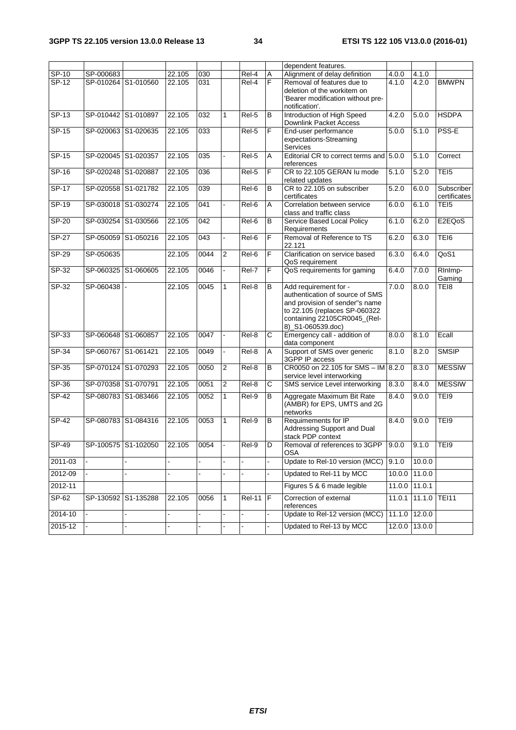|  |  |  |  |  |  |  |  | dependent features. |  |  |  |
|---|---|---|---|---|---|---|---|---|---|---|---|
| SP-10 | SP-000683 |  | 22.105 | 030 |  | Rel-4 | A | Alignment of delay definition | 4.0.0 | 4.1.0 |  |
| SP-12 | SP-010264 | S1-010560 | 22.105 | 031 |  | Rel-4 | F | Removal of features due to deletion of the workitem on 'Bearer modification without pre-notification'. | 4.1.0 | 4.2.0 | BMWPN |
| SP-13 | SP-010442 | S1-010897 | 22.105 | 032 | 1 | Rel-5 | B | Introduction of High Speed Downlink Packet Access | 4.2.0 | 5.0.0 | HSDPA |
| SP-15 | SP-020063 | S1-020635 | 22.105 | 033 |  | Rel-5 | F | End-user performance expectations-Streaming Services | 5.0.0 | 5.1.0 | PSS-E |
| SP-15 | SP-020045 | S1-020357 | 22.105 | 035 | - | Rel-5 | A | Editorial CR to correct terms and references | 5.0.0 | 5.1.0 | Correct |
| SP-16 | SP-020248 | S1-020887 | 22.105 | 036 |  | Rel-5 | F | CR to 22.105 GERAN Iu mode related updates | 5.1.0 | 5.2.0 | TEI5 |
| SP-17 | SP-020558 | S1-021782 | 22.105 | 039 |  | Rel-6 | B | CR to 22.105 on subscriber certificates | 5.2.0 | 6.0.0 | Subscriber certificates |
| SP-19 | SP-030018 | S1-030274 | 22.105 | 041 | - | Rel-6 | A | Correlation between service class and traffic class | 6.0.0 | 6.1.0 | TEI5 |
| SP-20 | SP-030254 | S1-030566 | 22.105 | 042 |  | Rel-6 | B | Service Based Local Policy Requirements | 6.1.0 | 6.2.0 | E2EQoS |
| SP-27 | SP-050059 | S1-050216 | 22.105 | 043 | - | Rel-6 | F | Removal of Reference to TS 22.121 | 6.2.0 | 6.3.0 | TEI6 |
| SP-29 | SP-050635 |  | 22.105 | 0044 | 2 | Rel-6 | F | Clarification on service based QoS requirement | 6.3.0 | 6.4.0 | QoS1 |
| SP-32 | SP-060325 | S1-060605 | 22.105 | 0046 | - | Rel-7 | F | QoS requirements for gaming | 6.4.0 | 7.0.0 | RInImp-Gaming |
| SP-32 | SP-060438 | - | 22.105 | 0045 | 1 | Rel-8 | B | Add requirement for - authentication of source of SMS and provision of sender"s name to 22.105 (replaces SP-060322 containing 22105CR0045_(Rel-8)_S1-060539.doc) | 7.0.0 | 8.0.0 | TEI8 |
| SP-33 | SP-060648 | S1-060857 | 22.105 | 0047 | - | Rel-8 | C | Emergency call - addition of data component | 8.0.0 | 8.1.0 | Ecall |
| SP-34 | SP-060767 | S1-061421 | 22.105 | 0049 | - | Rel-8 | A | Support of SMS over generic 3GPP IP access | 8.1.0 | 8.2.0 | SMSIP |
| SP-35 | SP-070124 | S1-070293 | 22.105 | 0050 | 2 | Rel-8 | B | CR0050 on 22.105 for SMS – IM service level interworking | 8.2.0 | 8.3.0 | MESSIW |
| SP-36 | SP-070358 | S1-070791 | 22.105 | 0051 | 2 | Rel-8 | C | SMS service Level interworking | 8.3.0 | 8.4.0 | MESSIW |
| SP-42 | SP-080783 | S1-083466 | 22.105 | 0052 | 1 | Rel-9 | B | Aggregate Maximum Bit Rate (AMBR) for EPS, UMTS and 2G networks | 8.4.0 | 9.0.0 | TEI9 |
| SP-42 | SP-080783 | S1-084316 | 22.105 | 0053 | 1 | Rel-9 | B | Requimements for IP Addressing Support and Dual stack PDP context | 8.4.0 | 9.0.0 | TEI9 |
| SP-49 | SP-100575 | S1-102050 | 22.105 | 0054 | - | Rel-9 | D | Removal of references to 3GPP OSA | 9.0.0 | 9.1.0 | TEI9 |
| 2011-03 | - | - | - | - | - | - | - | Update to Rel-10 version (MCC) | 9.1.0 | 10.0.0 |  |
| 2012-09 | - | - | - | - | - | - | - | Updated to Rel-11 by MCC | 10.0.0 | 11.0.0 |  |
| 2012-11 |  |  |  |  |  |  |  | Figures 5 & 6 made legible | 11.0.0 | 11.0.1 |  |
| SP-62 | SP-130592 | S1-135288 | 22.105 | 0056 | 1 | Rel-11 | F | Correction of external references | 11.0.1 | 11.1.0 | TEI11 |
| 2014-10 | - | - | - | - | - | - | - | Update to Rel-12 version (MCC) | 11.1.0 | 12.0.0 |  |
| 2015-12 | - | - | - | - | - | - | - | Updated to Rel-13 by MCC | 12.0.0 | 13.0.0 |  |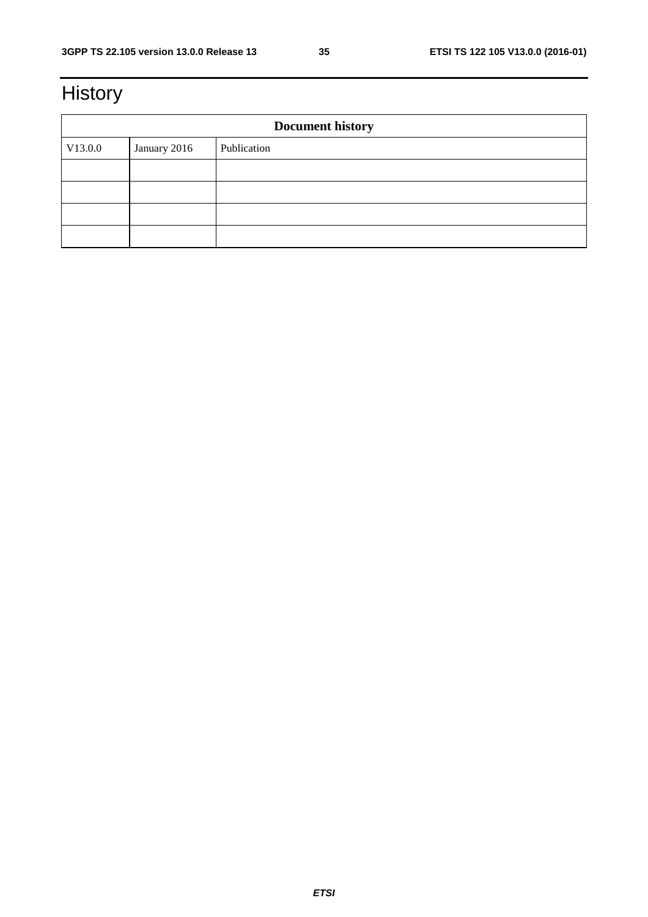# History

| Document history | | |
|---|---|---|
| V13.0.0 | January 2016 | Publication |
| | | |
| | | |
| | | |
| | | |